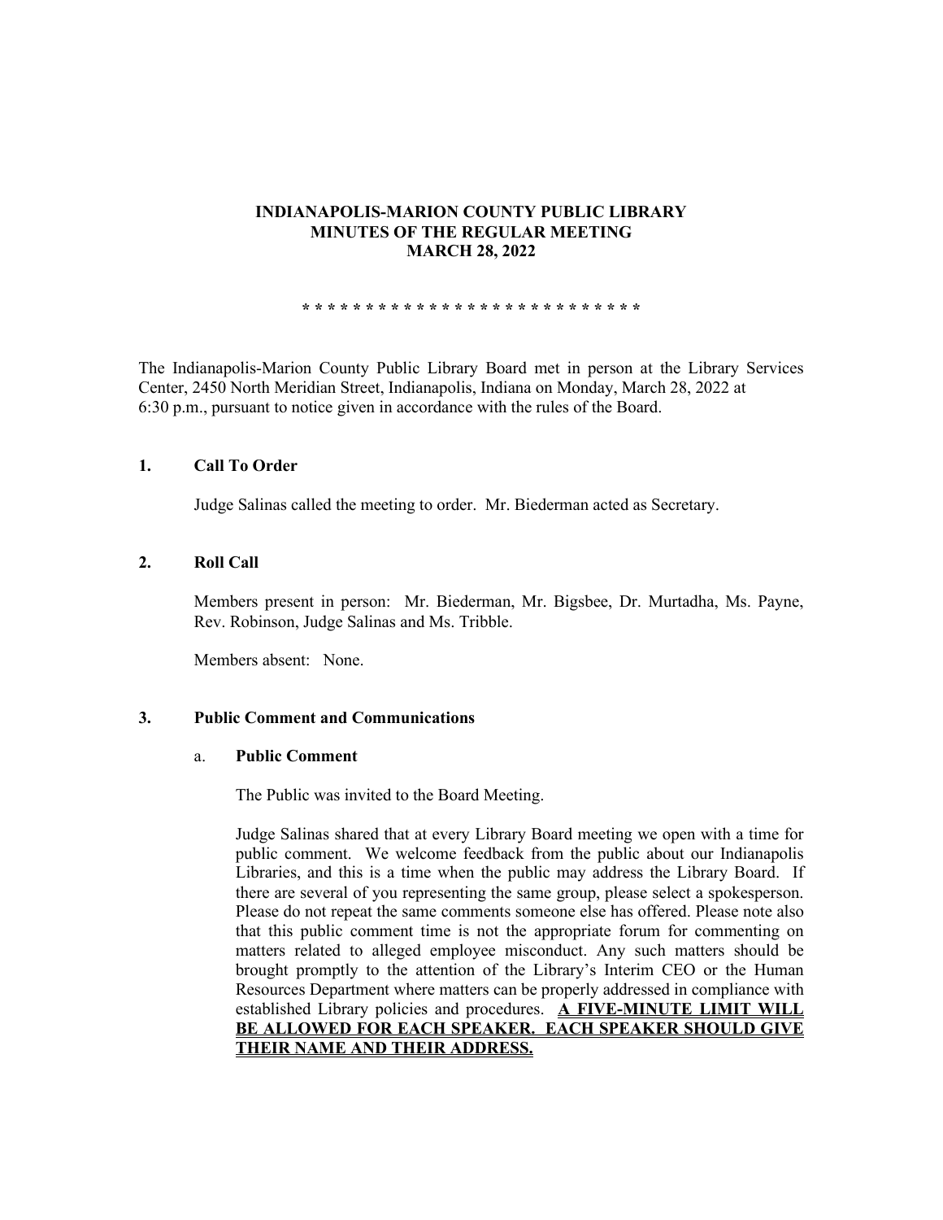# INDIANAPOLIS-MARION COUNTY PUBLIC LIBRARY
## MINUTES OF THE REGULAR MEETING
## MARCH 28, 2022

* * * * * * * * * * * * * * * * * * * * * * * * * * *

The Indianapolis-Marion County Public Library Board met in person at the Library Services Center, 2450 North Meridian Street, Indianapolis, Indiana on Monday, March 28, 2022 at 6:30 p.m., pursuant to notice given in accordance with the rules of the Board.

**1. Call To Order**

Judge Salinas called the meeting to order. Mr. Biederman acted as Secretary.

**2. Roll Call**

Members present in person: Mr. Biederman, Mr. Bigsbee, Dr. Murtadha, Ms. Payne, Rev. Robinson, Judge Salinas and Ms. Tribble.

Members absent: None.

**3. Public Comment and Communications**

a. **Public Comment**

The Public was invited to the Board Meeting.

Judge Salinas shared that at every Library Board meeting we open with a time for public comment. We welcome feedback from the public about our Indianapolis Libraries, and this is a time when the public may address the Library Board. If there are several of you representing the same group, please select a spokesperson. Please do not repeat the same comments someone else has offered. Please note also that this public comment time is not the appropriate forum for commenting on matters related to alleged employee misconduct. Any such matters should be brought promptly to the attention of the Library's Interim CEO or the Human Resources Department where matters can be properly addressed in compliance with established Library policies and procedures. **A FIVE-MINUTE LIMIT WILL BE ALLOWED FOR EACH SPEAKER. EACH SPEAKER SHOULD GIVE THEIR NAME AND THEIR ADDRESS.**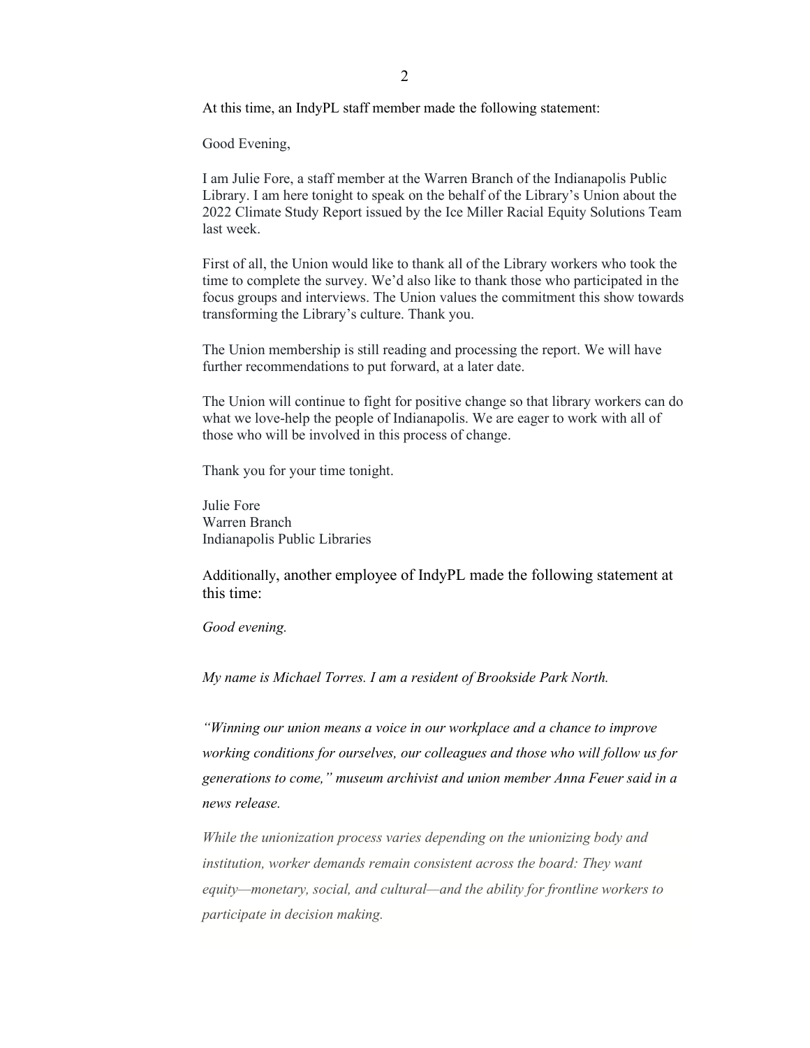At this time, an IndyPL staff member made the following statement:

Good Evening,

I am Julie Fore, a staff member at the Warren Branch of the Indianapolis Public Library. I am here tonight to speak on the behalf of the Library's Union about the 2022 Climate Study Report issued by the Ice Miller Racial Equity Solutions Team last week.

First of all, the Union would like to thank all of the Library workers who took the time to complete the survey. We'd also like to thank those who participated in the focus groups and interviews. The Union values the commitment this show towards transforming the Library's culture. Thank you.

The Union membership is still reading and processing the report. We will have further recommendations to put forward, at a later date.

The Union will continue to fight for positive change so that library workers can do what we love-help the people of Indianapolis. We are eager to work with all of those who will be involved in this process of change.

Thank you for your time tonight.

Julie Fore
Warren Branch
Indianapolis Public Libraries

Additionally, another employee of IndyPL made the following statement at this time:

*Good evening.*

*My name is Michael Torres. I am a resident of Brookside Park North.*

*"Winning our union means a voice in our workplace and a chance to improve working conditions for ourselves, our colleagues and those who will follow us for generations to come," museum archivist and union member Anna Feuer said in a news release.*

*While the unionization process varies depending on the unionizing body and institution, worker demands remain consistent across the board: They want equity—monetary, social, and cultural—and the ability for frontline workers to participate in decision making.*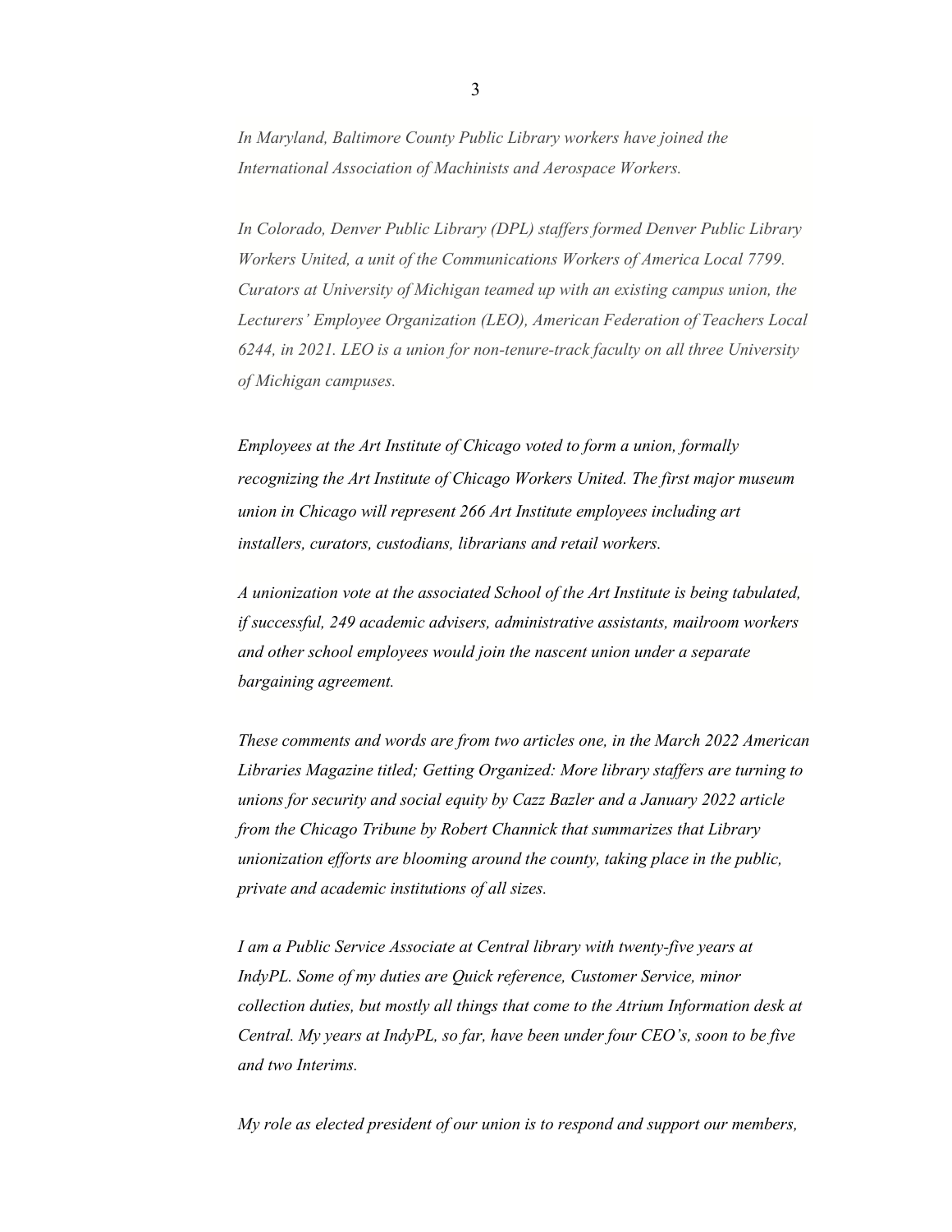*In Maryland, Baltimore County Public Library workers have joined the International Association of Machinists and Aerospace Workers.*

*In Colorado, Denver Public Library (DPL) staffers formed Denver Public Library Workers United, a unit of the Communications Workers of America Local 7799. Curators at University of Michigan teamed up with an existing campus union, the Lecturers' Employee Organization (LEO), American Federation of Teachers Local 6244, in 2021. LEO is a union for non-tenure-track faculty on all three University of Michigan campuses.*

*Employees at the Art Institute of Chicago voted to form a union, formally recognizing the Art Institute of Chicago Workers United. The first major museum union in Chicago will represent 266 Art Institute employees including art installers, curators, custodians, librarians and retail workers.*

*A unionization vote at the associated School of the Art Institute is being tabulated, if successful, 249 academic advisers, administrative assistants, mailroom workers and other school employees would join the nascent union under a separate bargaining agreement.*

*These comments and words are from two articles one, in the March 2022 American Libraries Magazine titled; Getting Organized: More library staffers are turning to unions for security and social equity by Cazz Bazler and a January 2022 article from the Chicago Tribune by Robert Channick that summarizes that Library unionization efforts are blooming around the county, taking place in the public, private and academic institutions of all sizes.*

*I am a Public Service Associate at Central library with twenty-five years at IndyPL. Some of my duties are Quick reference, Customer Service, minor collection duties, but mostly all things that come to the Atrium Information desk at Central. My years at IndyPL, so far, have been under four CEO's, soon to be five and two Interims.*

*My role as elected president of our union is to respond and support our members,*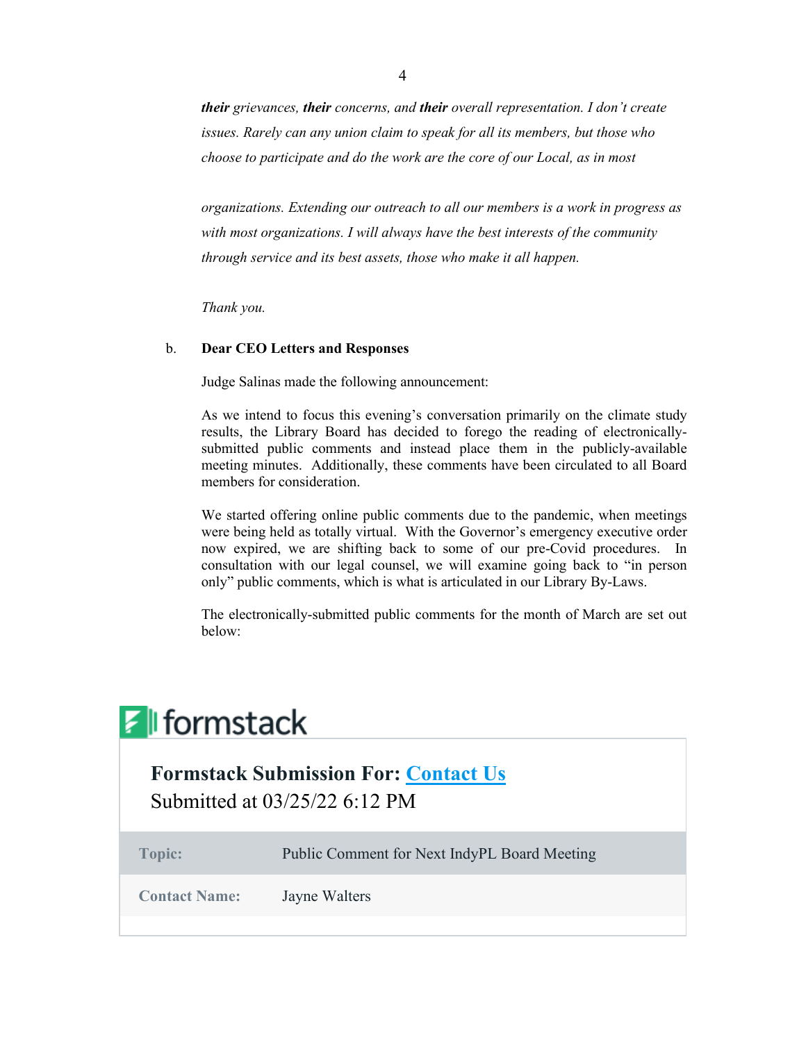*__their__ grievances, __their__ concerns, and __their__ overall representation. I don't create issues. Rarely can any union claim to speak for all its members, but those who choose to participate and do the work are the core of our Local, as in most*

*organizations. Extending our outreach to all our members is a work in progress as with most organizations. I will always have the best interests of the community through service and its best assets, those who make it all happen.*

*Thank you.*

b. **Dear CEO Letters and Responses**

Judge Salinas made the following announcement:

As we intend to focus this evening's conversation primarily on the climate study results, the Library Board has decided to forego the reading of electronically-submitted public comments and instead place them in the publicly-available meeting minutes. Additionally, these comments have been circulated to all Board members for consideration.

We started offering online public comments due to the pandemic, when meetings were being held as totally virtual. With the Governor's emergency executive order now expired, we are shifting back to some of our pre-Covid procedures. In consultation with our legal counsel, we will examine going back to "in person only" public comments, which is what is articulated in our Library By-Laws.

The electronically-submitted public comments for the month of March are set out below:

formstack

**Formstack Submission For: Contact Us**
Submitted at 03/25/22 6:12 PM

| | |
|---|---|
| **Topic:** | Public Comment for Next IndyPL Board Meeting |
| **Contact Name:** | Jayne Walters |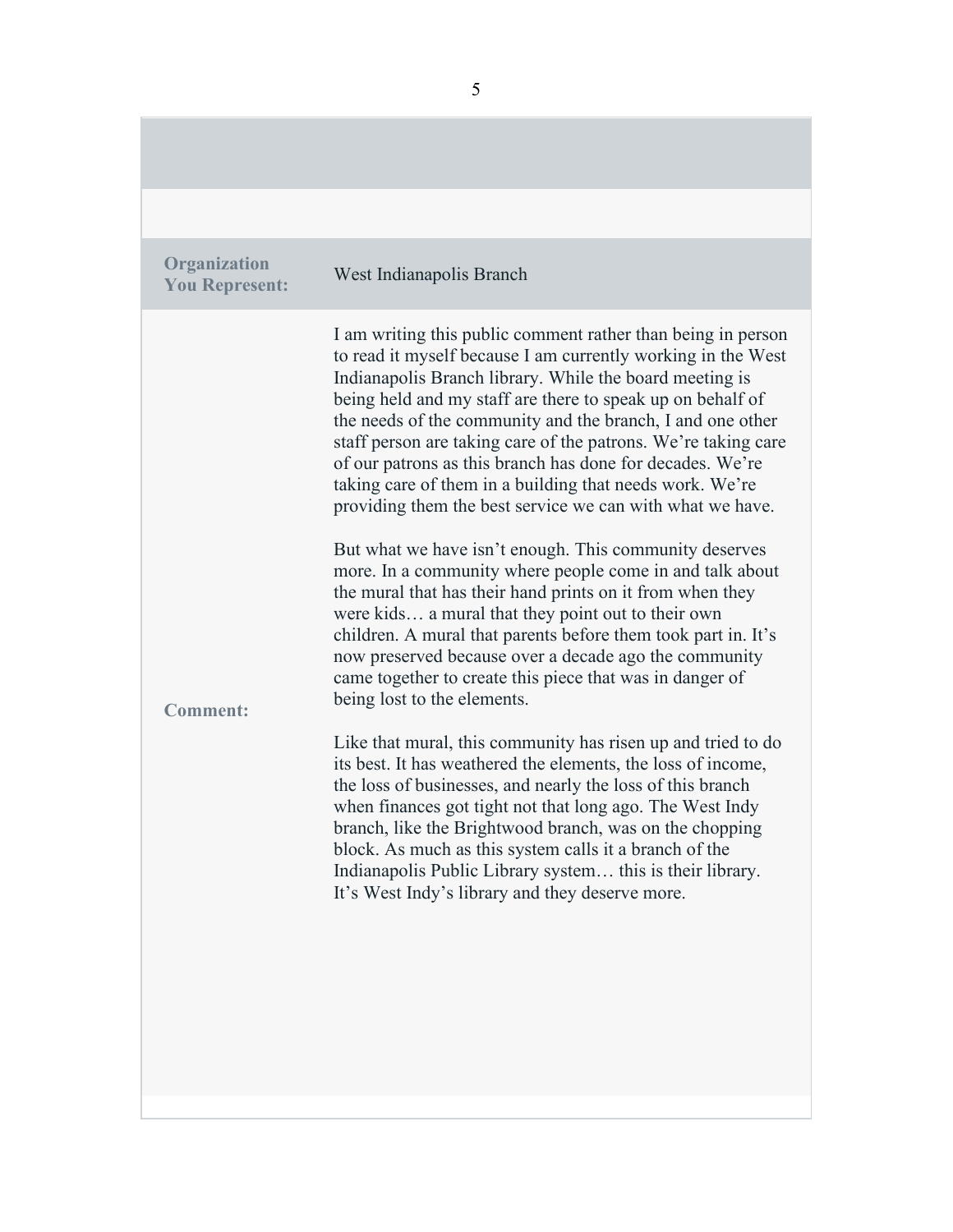| | |
|---|---|
| **Organization You Represent:** | West Indianapolis Branch |
| **Comment:** | I am writing this public comment rather than being in person to read it myself because I am currently working in the West Indianapolis Branch library. While the board meeting is being held and my staff are there to speak up on behalf of the needs of the community and the branch, I and one other staff person are taking care of the patrons. We're taking care of our patrons as this branch has done for decades. We're taking care of them in a building that needs work. We're providing them the best service we can with what we have.<br><br>But what we have isn't enough. This community deserves more. In a community where people come in and talk about the mural that has their hand prints on it from when they were kids… a mural that they point out to their own children. A mural that parents before them took part in. It's now preserved because over a decade ago the community came together to create this piece that was in danger of being lost to the elements.<br><br>Like that mural, this community has risen up and tried to do its best. It has weathered the elements, the loss of income, the loss of businesses, and nearly the loss of this branch when finances got tight not that long ago. The West Indy branch, like the Brightwood branch, was on the chopping block. As much as this system calls it a branch of the Indianapolis Public Library system… this is their library. It's West Indy's library and they deserve more. |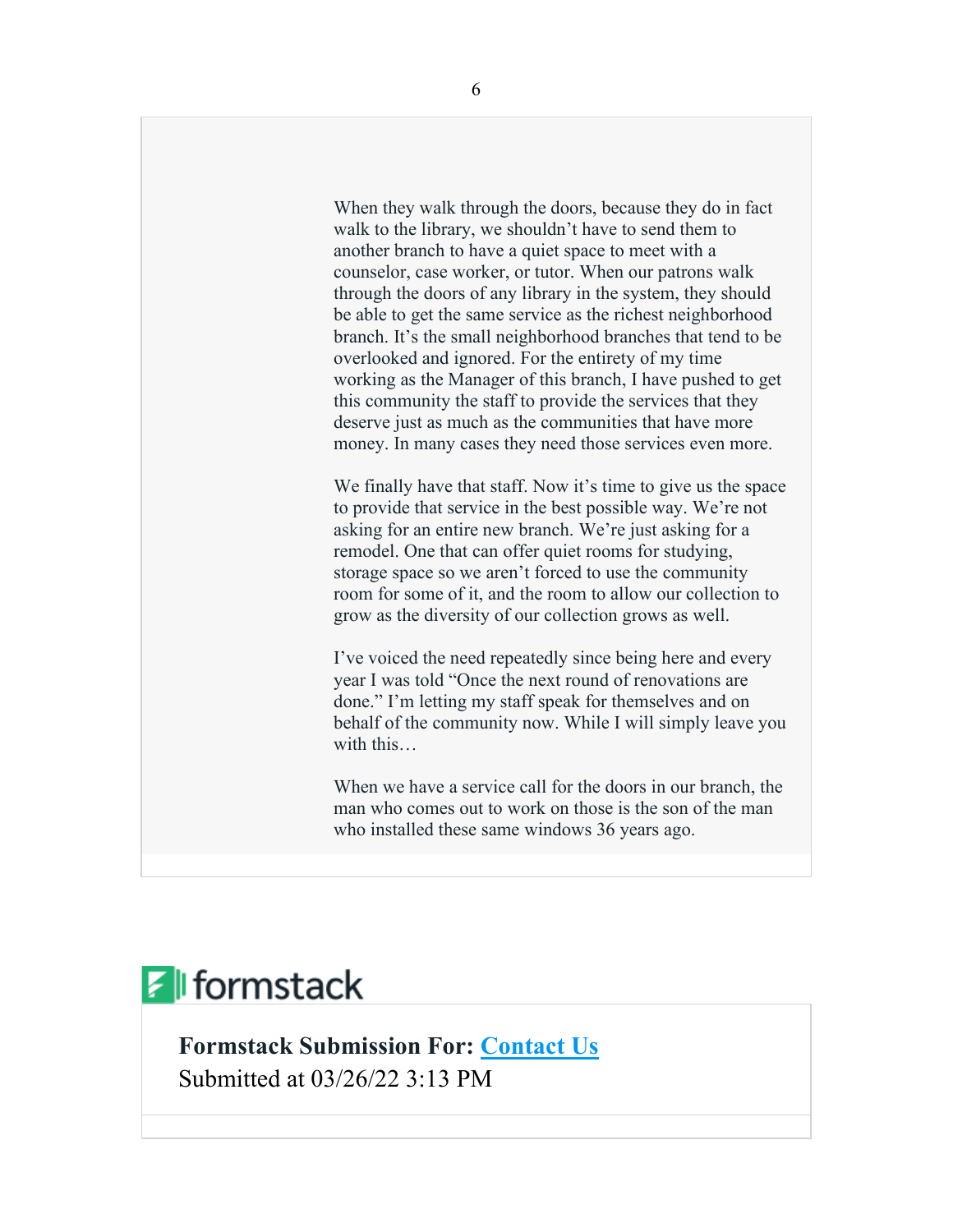When they walk through the doors, because they do in fact walk to the library, we shouldn't have to send them to another branch to have a quiet space to meet with a counselor, case worker, or tutor. When our patrons walk through the doors of any library in the system, they should be able to get the same service as the richest neighborhood branch. It's the small neighborhood branches that tend to be overlooked and ignored. For the entirety of my time working as the Manager of this branch, I have pushed to get this community the staff to provide the services that they deserve just as much as the communities that have more money. In many cases they need those services even more.

We finally have that staff. Now it's time to give us the space to provide that service in the best possible way. We're not asking for an entire new branch. We're just asking for a remodel. One that can offer quiet rooms for studying, storage space so we aren't forced to use the community room for some of it, and the room to allow our collection to grow as the diversity of our collection grows as well.

I've voiced the need repeatedly since being here and every year I was told "Once the next round of renovations are done." I'm letting my staff speak for themselves and on behalf of the community now. While I will simply leave you with this…

When we have a service call for the doors in our branch, the man who comes out to work on those is the son of the man who installed these same windows 36 years ago.

formstack

**Formstack Submission For: Contact Us**
Submitted at 03/26/22 3:13 PM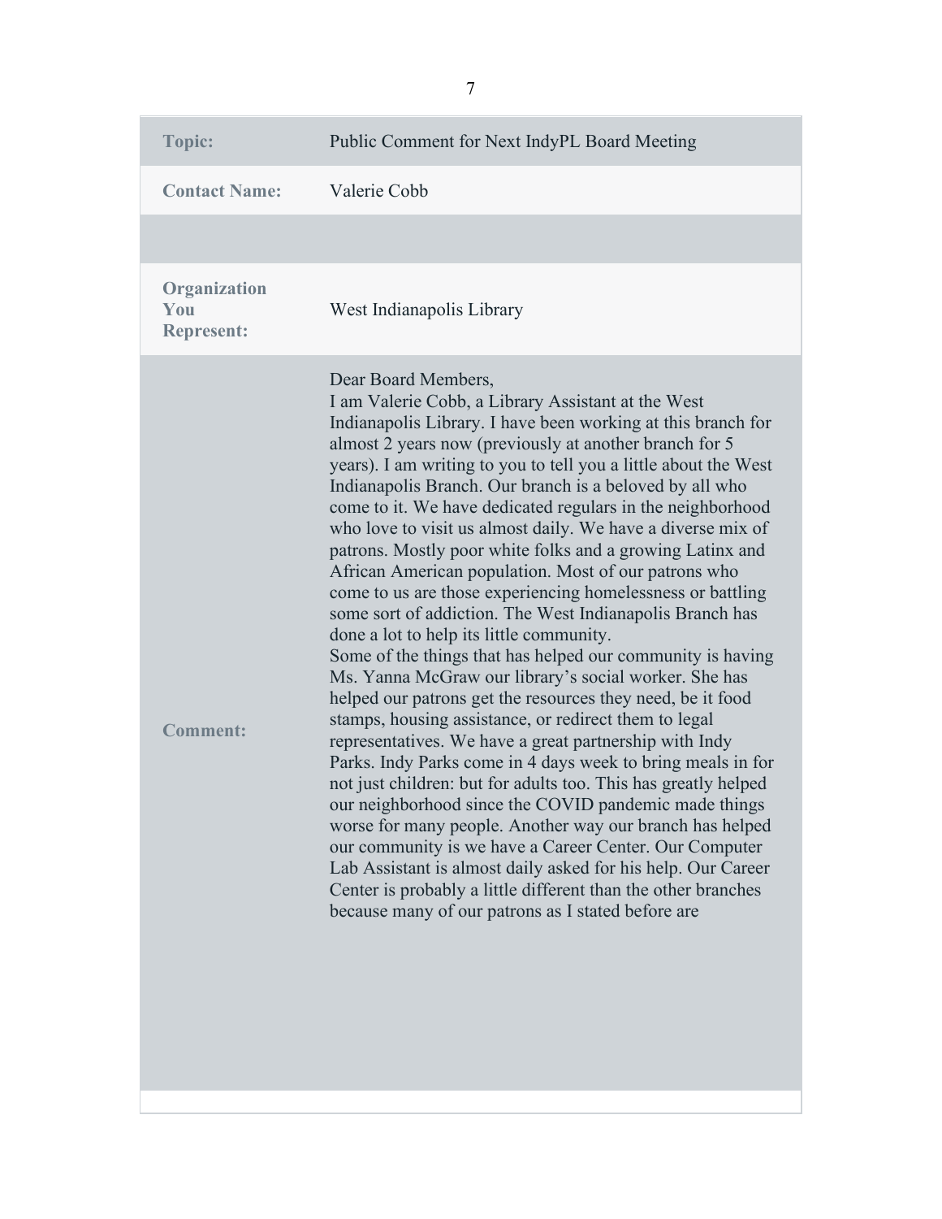| | |
|---|---|
| **Topic:** | Public Comment for Next IndyPL Board Meeting |
| **Contact Name:** | Valerie Cobb |
| | |
| **Organization You Represent:** | West Indianapolis Library |
| **Comment:** | Dear Board Members,<br>I am Valerie Cobb, a Library Assistant at the West Indianapolis Library. I have been working at this branch for almost 2 years now (previously at another branch for 5 years). I am writing to you to tell you a little about the West Indianapolis Branch. Our branch is a beloved by all who come to it. We have dedicated regulars in the neighborhood who love to visit us almost daily. We have a diverse mix of patrons. Mostly poor white folks and a growing Latinx and African American population. Most of our patrons who come to us are those experiencing homelessness or battling some sort of addiction. The West Indianapolis Branch has done a lot to help its little community.<br>Some of the things that has helped our community is having Ms. Yanna McGraw our library's social worker. She has helped our patrons get the resources they need, be it food stamps, housing assistance, or redirect them to legal representatives. We have a great partnership with Indy Parks. Indy Parks come in 4 days week to bring meals in for not just children: but for adults too. This has greatly helped our neighborhood since the COVID pandemic made things worse for many people. Another way our branch has helped our community is we have a Career Center. Our Computer Lab Assistant is almost daily asked for his help. Our Career Center is probably a little different than the other branches because many of our patrons as I stated before are |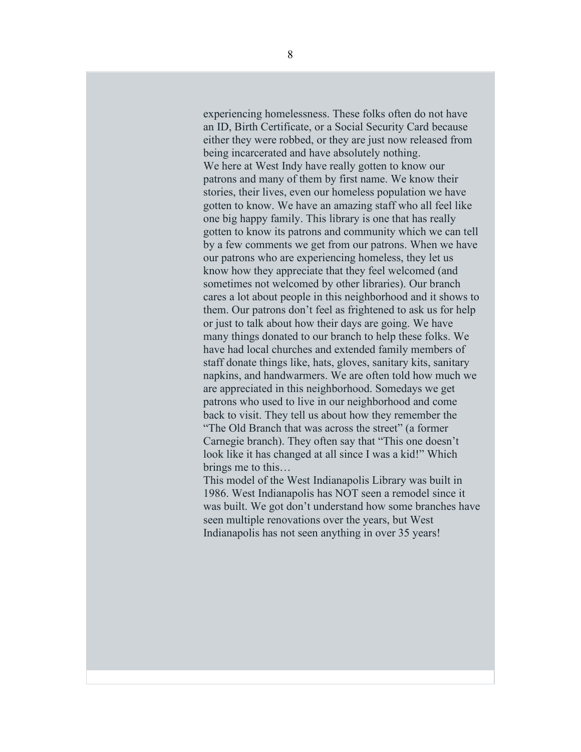experiencing homelessness. These folks often do not have an ID, Birth Certificate, or a Social Security Card because either they were robbed, or they are just now released from being incarcerated and have absolutely nothing.

We here at West Indy have really gotten to know our patrons and many of them by first name. We know their stories, their lives, even our homeless population we have gotten to know. We have an amazing staff who all feel like one big happy family. This library is one that has really gotten to know its patrons and community which we can tell by a few comments we get from our patrons. When we have our patrons who are experiencing homeless, they let us know how they appreciate that they feel welcomed (and sometimes not welcomed by other libraries). Our branch cares a lot about people in this neighborhood and it shows to them. Our patrons don't feel as frightened to ask us for help or just to talk about how their days are going. We have many things donated to our branch to help these folks. We have had local churches and extended family members of staff donate things like, hats, gloves, sanitary kits, sanitary napkins, and handwarmers. We are often told how much we are appreciated in this neighborhood. Somedays we get patrons who used to live in our neighborhood and come back to visit. They tell us about how they remember the "The Old Branch that was across the street" (a former Carnegie branch). They often say that "This one doesn't look like it has changed at all since I was a kid!" Which brings me to this…

This model of the West Indianapolis Library was built in 1986. West Indianapolis has NOT seen a remodel since it was built. We got don't understand how some branches have seen multiple renovations over the years, but West Indianapolis has not seen anything in over 35 years!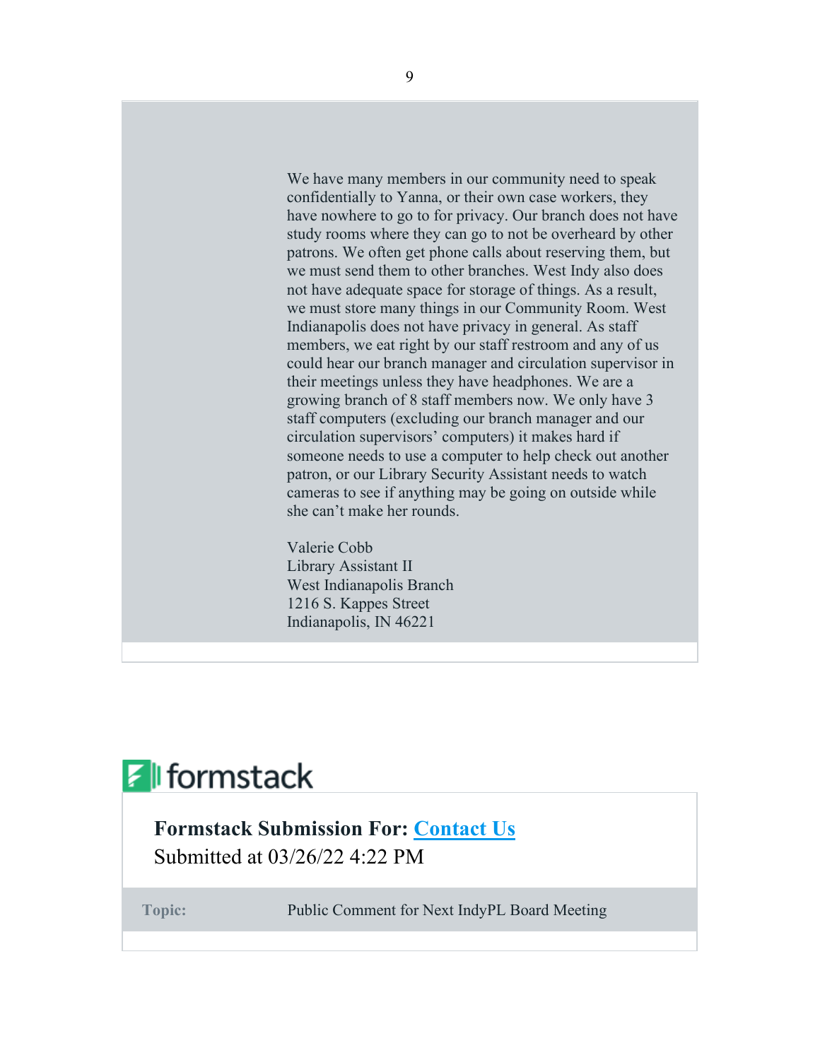We have many members in our community need to speak confidentially to Yanna, or their own case workers, they have nowhere to go to for privacy. Our branch does not have study rooms where they can go to not be overheard by other patrons. We often get phone calls about reserving them, but we must send them to other branches. West Indy also does not have adequate space for storage of things. As a result, we must store many things in our Community Room. West Indianapolis does not have privacy in general. As staff members, we eat right by our staff restroom and any of us could hear our branch manager and circulation supervisor in their meetings unless they have headphones. We are a growing branch of 8 staff members now. We only have 3 staff computers (excluding our branch manager and our circulation supervisors' computers) it makes hard if someone needs to use a computer to help check out another patron, or our Library Security Assistant needs to watch cameras to see if anything may be going on outside while she can't make her rounds.

Valerie Cobb
Library Assistant II
West Indianapolis Branch
1216 S. Kappes Street
Indianapolis, IN 46221

formstack

**Formstack Submission For: Contact Us**
Submitted at 03/26/22 4:22 PM

| **Topic:** | Public Comment for Next IndyPL Board Meeting |
|---|---|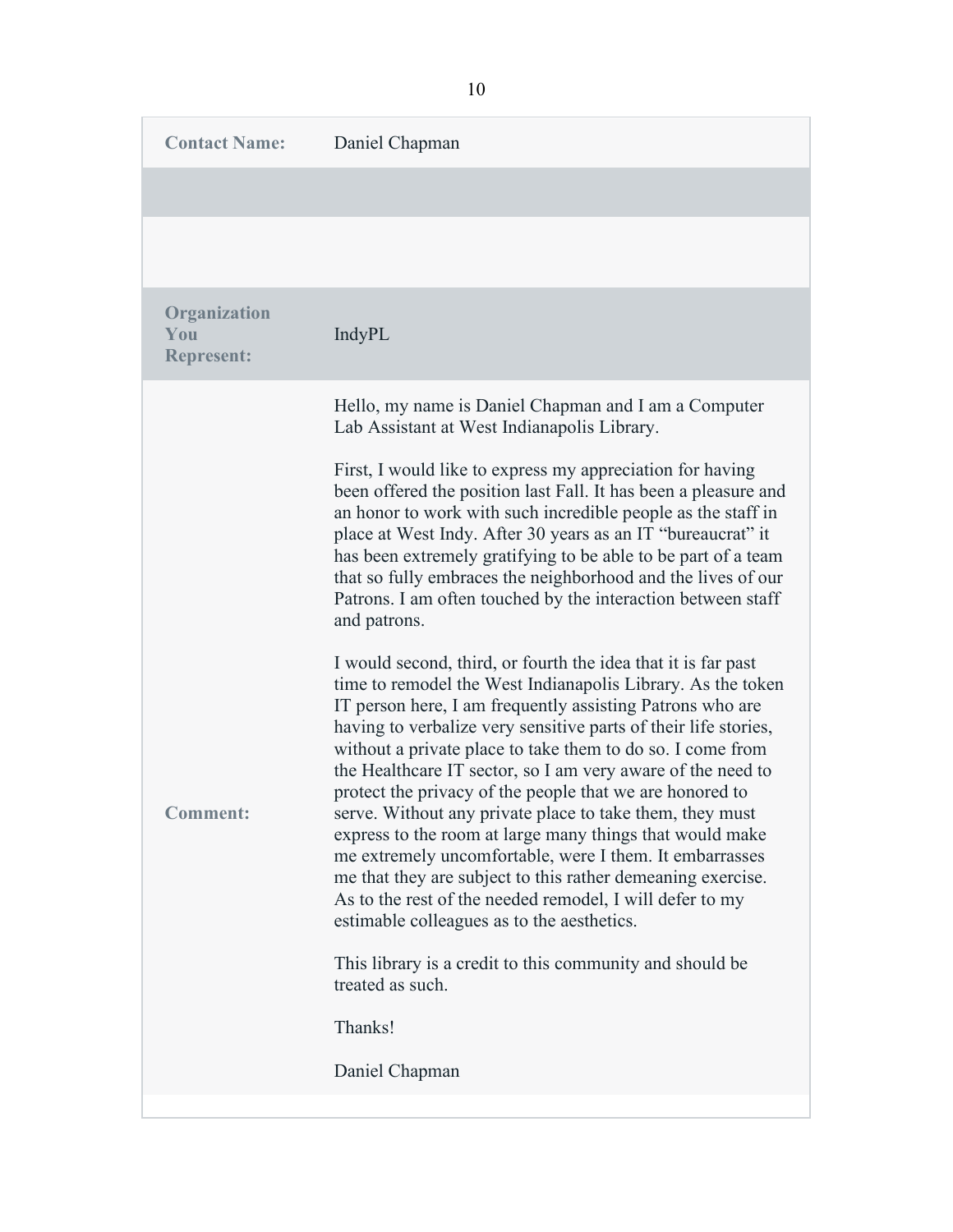| | |
|---|---|
| **Contact Name:** | Daniel Chapman |
| | |
| | |
| **Organization You Represent:** | IndyPL |
| **Comment:** | Hello, my name is Daniel Chapman and I am a Computer Lab Assistant at West Indianapolis Library.<br><br>First, I would like to express my appreciation for having been offered the position last Fall. It has been a pleasure and an honor to work with such incredible people as the staff in place at West Indy. After 30 years as an IT "bureaucrat" it has been extremely gratifying to be able to be part of a team that so fully embraces the neighborhood and the lives of our Patrons. I am often touched by the interaction between staff and patrons.<br><br>I would second, third, or fourth the idea that it is far past time to remodel the West Indianapolis Library. As the token IT person here, I am frequently assisting Patrons who are having to verbalize very sensitive parts of their life stories, without a private place to take them to do so. I come from the Healthcare IT sector, so I am very aware of the need to protect the privacy of the people that we are honored to serve. Without any private place to take them, they must express to the room at large many things that would make me extremely uncomfortable, were I them. It embarrasses me that they are subject to this rather demeaning exercise. As to the rest of the needed remodel, I will defer to my estimable colleagues as to the aesthetics.<br><br>This library is a credit to this community and should be treated as such.<br><br>Thanks!<br><br>Daniel Chapman |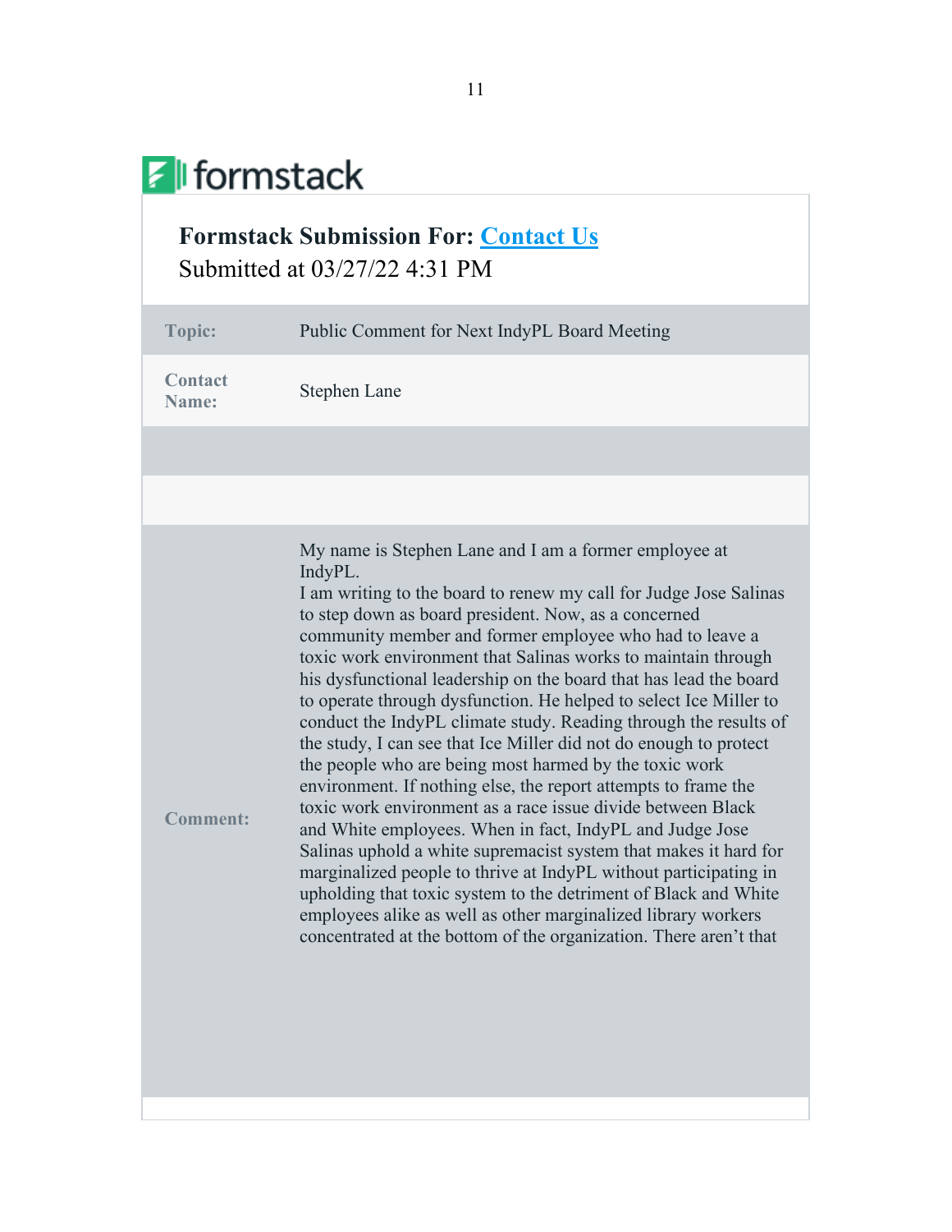formstack

## Formstack Submission For: Contact Us

Submitted at 03/27/22 4:31 PM

| | |
|---|---|
| **Topic:** | Public Comment for Next IndyPL Board Meeting |
| **Contact Name:** | Stephen Lane |
| | |
| | |
| **Comment:** | My name is Stephen Lane and I am a former employee at IndyPL.<br>I am writing to the board to renew my call for Judge Jose Salinas to step down as board president. Now, as a concerned community member and former employee who had to leave a toxic work environment that Salinas works to maintain through his dysfunctional leadership on the board that has lead the board to operate through dysfunction. He helped to select Ice Miller to conduct the IndyPL climate study. Reading through the results of the study, I can see that Ice Miller did not do enough to protect the people who are being most harmed by the toxic work environment. If nothing else, the report attempts to frame the toxic work environment as a race issue divide between Black and White employees. When in fact, IndyPL and Judge Jose Salinas uphold a white supremacist system that makes it hard for marginalized people to thrive at IndyPL without participating in upholding that toxic system to the detriment of Black and White employees alike as well as other marginalized library workers concentrated at the bottom of the organization. There aren't that |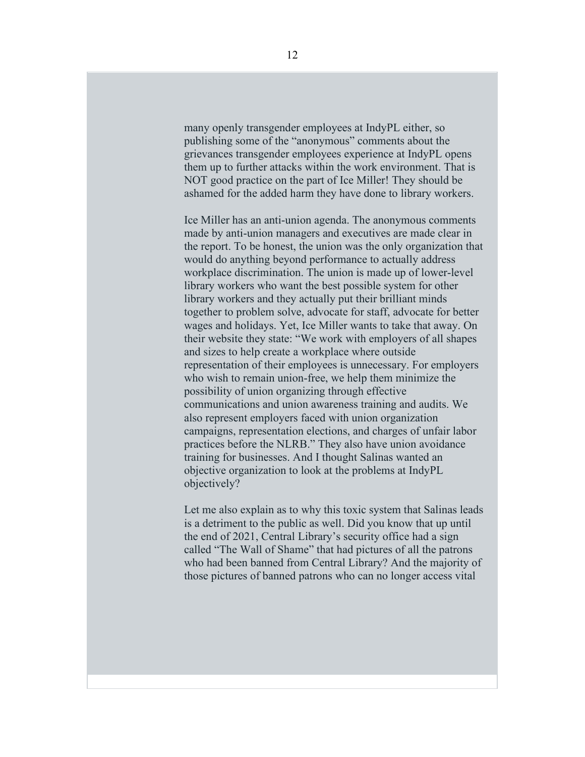many openly transgender employees at IndyPL either, so publishing some of the "anonymous" comments about the grievances transgender employees experience at IndyPL opens them up to further attacks within the work environment. That is NOT good practice on the part of Ice Miller! They should be ashamed for the added harm they have done to library workers.

Ice Miller has an anti-union agenda. The anonymous comments made by anti-union managers and executives are made clear in the report. To be honest, the union was the only organization that would do anything beyond performance to actually address workplace discrimination. The union is made up of lower-level library workers who want the best possible system for other library workers and they actually put their brilliant minds together to problem solve, advocate for staff, advocate for better wages and holidays. Yet, Ice Miller wants to take that away. On their website they state: "We work with employers of all shapes and sizes to help create a workplace where outside representation of their employees is unnecessary. For employers who wish to remain union-free, we help them minimize the possibility of union organizing through effective communications and union awareness training and audits. We also represent employers faced with union organization campaigns, representation elections, and charges of unfair labor practices before the NLRB." They also have union avoidance training for businesses. And I thought Salinas wanted an objective organization to look at the problems at IndyPL objectively?

Let me also explain as to why this toxic system that Salinas leads is a detriment to the public as well. Did you know that up until the end of 2021, Central Library's security office had a sign called "The Wall of Shame" that had pictures of all the patrons who had been banned from Central Library? And the majority of those pictures of banned patrons who can no longer access vital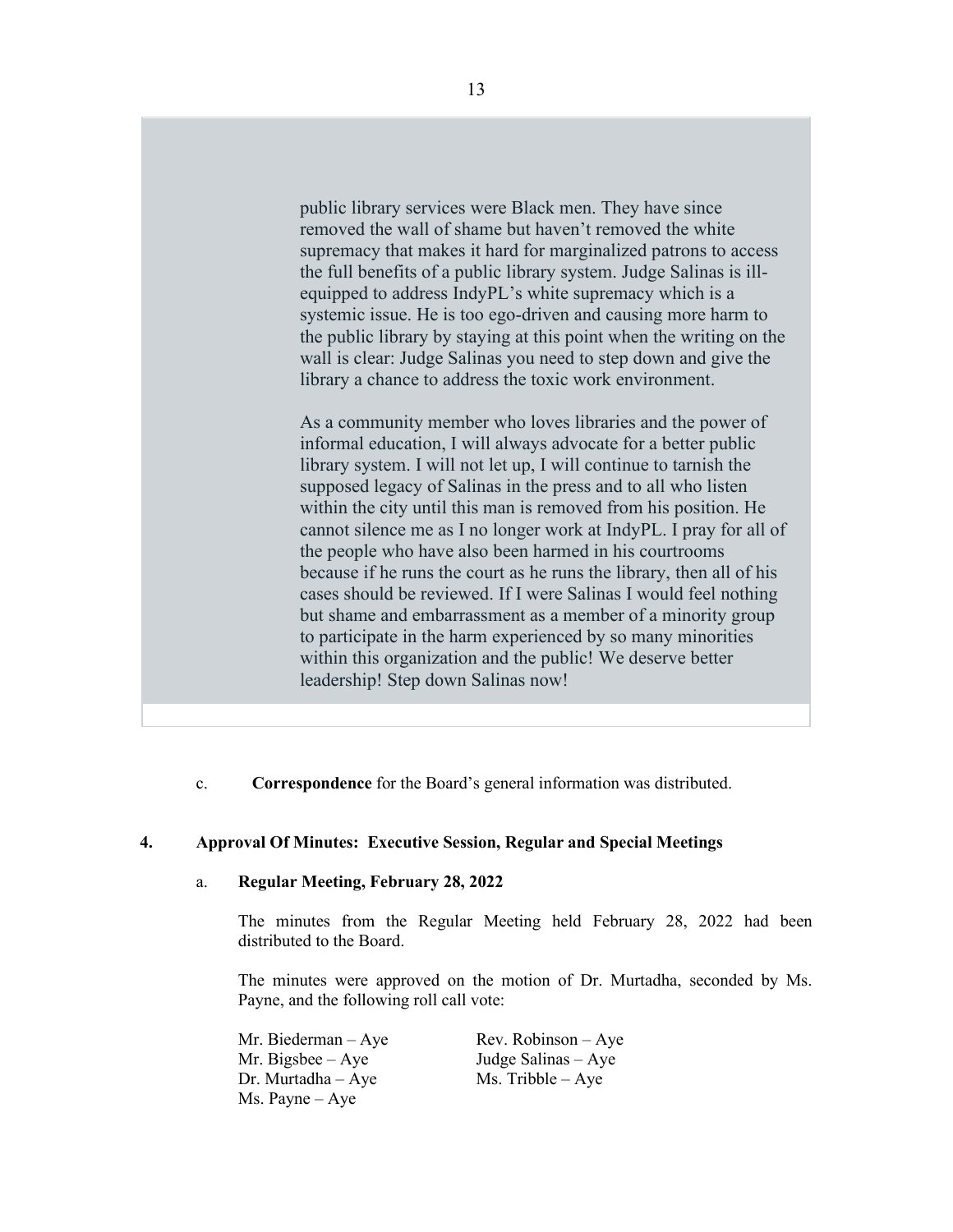public library services were Black men. They have since removed the wall of shame but haven't removed the white supremacy that makes it hard for marginalized patrons to access the full benefits of a public library system. Judge Salinas is ill-equipped to address IndyPL's white supremacy which is a systemic issue. He is too ego-driven and causing more harm to the public library by staying at this point when the writing on the wall is clear: Judge Salinas you need to step down and give the library a chance to address the toxic work environment.

As a community member who loves libraries and the power of informal education, I will always advocate for a better public library system. I will not let up, I will continue to tarnish the supposed legacy of Salinas in the press and to all who listen within the city until this man is removed from his position. He cannot silence me as I no longer work at IndyPL. I pray for all of the people who have also been harmed in his courtrooms because if he runs the court as he runs the library, then all of his cases should be reviewed. If I were Salinas I would feel nothing but shame and embarrassment as a member of a minority group to participate in the harm experienced by so many minorities within this organization and the public! We deserve better leadership! Step down Salinas now!

c. **Correspondence** for the Board's general information was distributed.

## 4. Approval Of Minutes: Executive Session, Regular and Special Meetings

### a. Regular Meeting, February 28, 2022

The minutes from the Regular Meeting held February 28, 2022 had been distributed to the Board.

The minutes were approved on the motion of Dr. Murtadha, seconded by Ms. Payne, and the following roll call vote:

Mr. Biederman – Aye
Mr. Bigsbee – Aye
Dr. Murtadha – Aye
Ms. Payne – Aye
Rev. Robinson – Aye
Judge Salinas – Aye
Ms. Tribble – Aye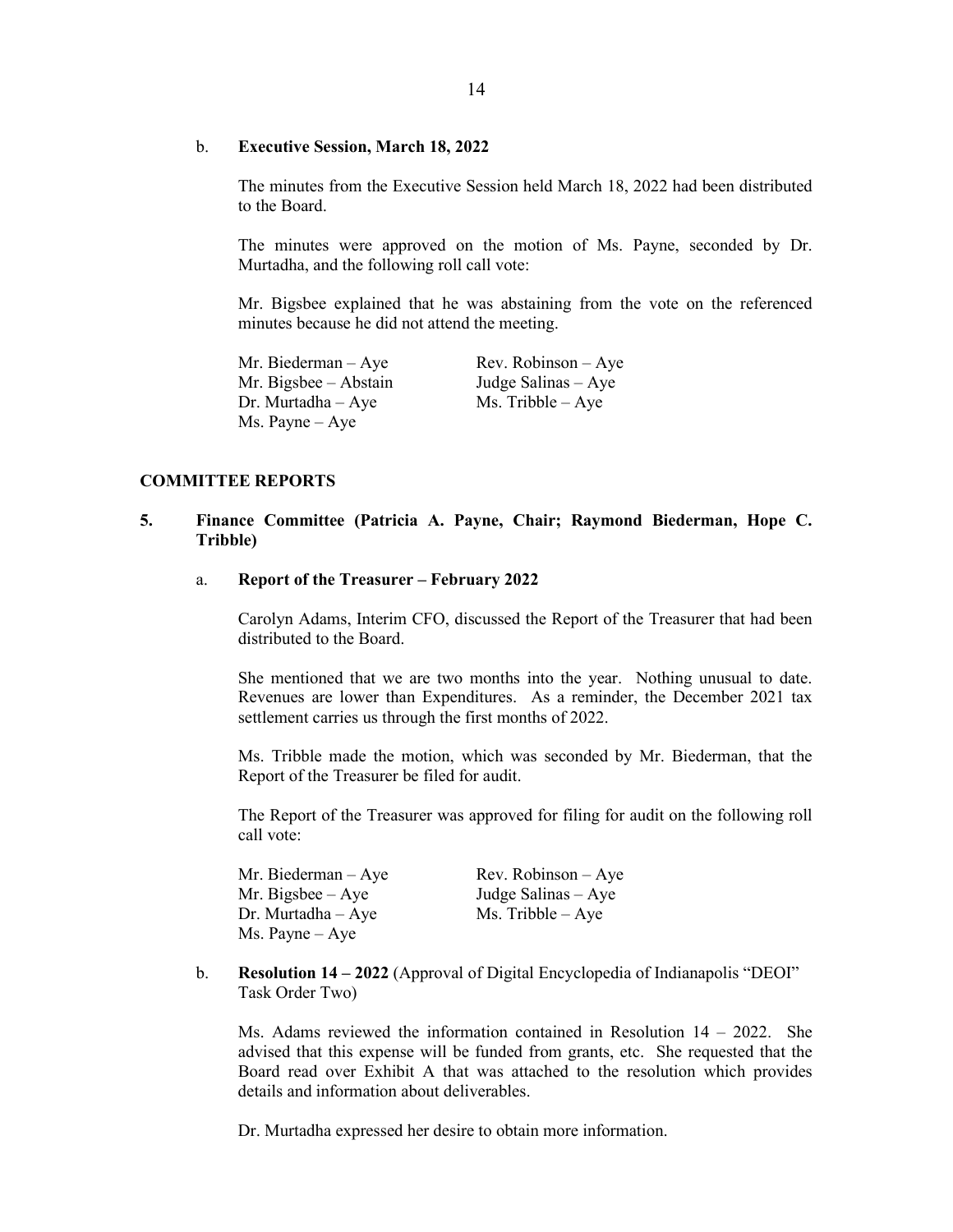b. **Executive Session, March 18, 2022**

The minutes from the Executive Session held March 18, 2022 had been distributed to the Board.

The minutes were approved on the motion of Ms. Payne, seconded by Dr. Murtadha, and the following roll call vote:

Mr. Bigsbee explained that he was abstaining from the vote on the referenced minutes because he did not attend the meeting.

Mr. Biederman – Aye
Mr. Bigsbee – Abstain
Dr. Murtadha – Aye
Ms. Payne – Aye
Rev. Robinson – Aye
Judge Salinas – Aye
Ms. Tribble – Aye

## COMMITTEE REPORTS

**5. Finance Committee (Patricia A. Payne, Chair; Raymond Biederman, Hope C. Tribble)**

a. **Report of the Treasurer – February 2022**

Carolyn Adams, Interim CFO, discussed the Report of the Treasurer that had been distributed to the Board.

She mentioned that we are two months into the year. Nothing unusual to date. Revenues are lower than Expenditures. As a reminder, the December 2021 tax settlement carries us through the first months of 2022.

Ms. Tribble made the motion, which was seconded by Mr. Biederman, that the Report of the Treasurer be filed for audit.

The Report of the Treasurer was approved for filing for audit on the following roll call vote:

Mr. Biederman – Aye
Mr. Bigsbee – Aye
Dr. Murtadha – Aye
Ms. Payne – Aye
Rev. Robinson – Aye
Judge Salinas – Aye
Ms. Tribble – Aye

b. **Resolution 14 – 2022** (Approval of Digital Encyclopedia of Indianapolis "DEOI" Task Order Two)

Ms. Adams reviewed the information contained in Resolution 14 – 2022. She advised that this expense will be funded from grants, etc. She requested that the Board read over Exhibit A that was attached to the resolution which provides details and information about deliverables.

Dr. Murtadha expressed her desire to obtain more information.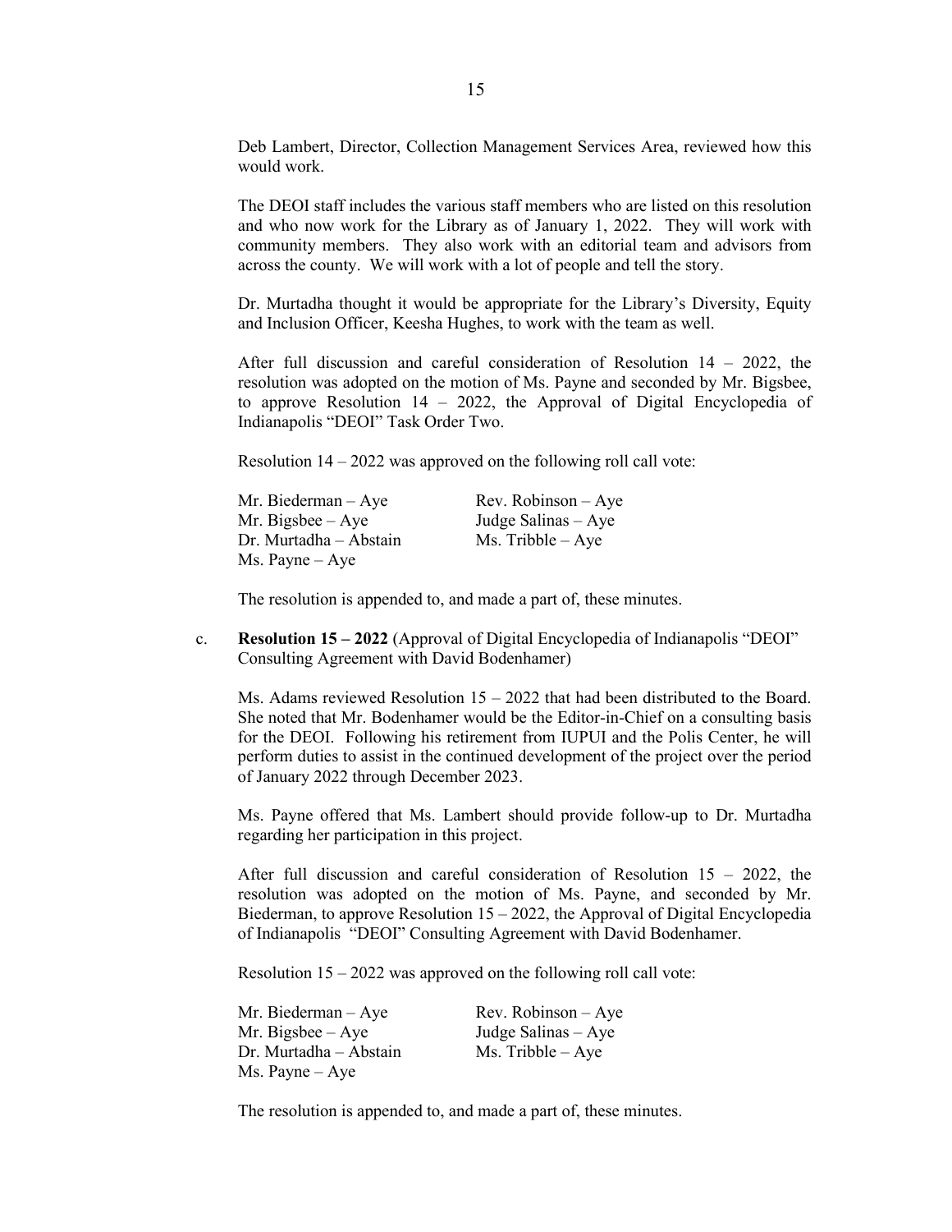Deb Lambert, Director, Collection Management Services Area, reviewed how this would work.

The DEOI staff includes the various staff members who are listed on this resolution and who now work for the Library as of January 1, 2022. They will work with community members. They also work with an editorial team and advisors from across the county. We will work with a lot of people and tell the story.

Dr. Murtadha thought it would be appropriate for the Library's Diversity, Equity and Inclusion Officer, Keesha Hughes, to work with the team as well.

After full discussion and careful consideration of Resolution 14 – 2022, the resolution was adopted on the motion of Ms. Payne and seconded by Mr. Bigsbee, to approve Resolution 14 – 2022, the Approval of Digital Encyclopedia of Indianapolis "DEOI" Task Order Two.

Resolution 14 – 2022 was approved on the following roll call vote:

| | |
|---|---|
| Mr. Biederman – Aye | Rev. Robinson – Aye |
| Mr. Bigsbee – Aye | Judge Salinas – Aye |
| Dr. Murtadha – Abstain | Ms. Tribble – Aye |
| Ms. Payne – Aye | |

The resolution is appended to, and made a part of, these minutes.

c. **Resolution 15 – 2022** (Approval of Digital Encyclopedia of Indianapolis "DEOI" Consulting Agreement with David Bodenhamer)

Ms. Adams reviewed Resolution 15 – 2022 that had been distributed to the Board. She noted that Mr. Bodenhamer would be the Editor-in-Chief on a consulting basis for the DEOI. Following his retirement from IUPUI and the Polis Center, he will perform duties to assist in the continued development of the project over the period of January 2022 through December 2023.

Ms. Payne offered that Ms. Lambert should provide follow-up to Dr. Murtadha regarding her participation in this project.

After full discussion and careful consideration of Resolution 15 – 2022, the resolution was adopted on the motion of Ms. Payne, and seconded by Mr. Biederman, to approve Resolution 15 – 2022, the Approval of Digital Encyclopedia of Indianapolis "DEOI" Consulting Agreement with David Bodenhamer.

Resolution 15 – 2022 was approved on the following roll call vote:

| | |
|---|---|
| Mr. Biederman – Aye | Rev. Robinson – Aye |
| Mr. Bigsbee – Aye | Judge Salinas – Aye |
| Dr. Murtadha – Abstain | Ms. Tribble – Aye |
| Ms. Payne – Aye | |

The resolution is appended to, and made a part of, these minutes.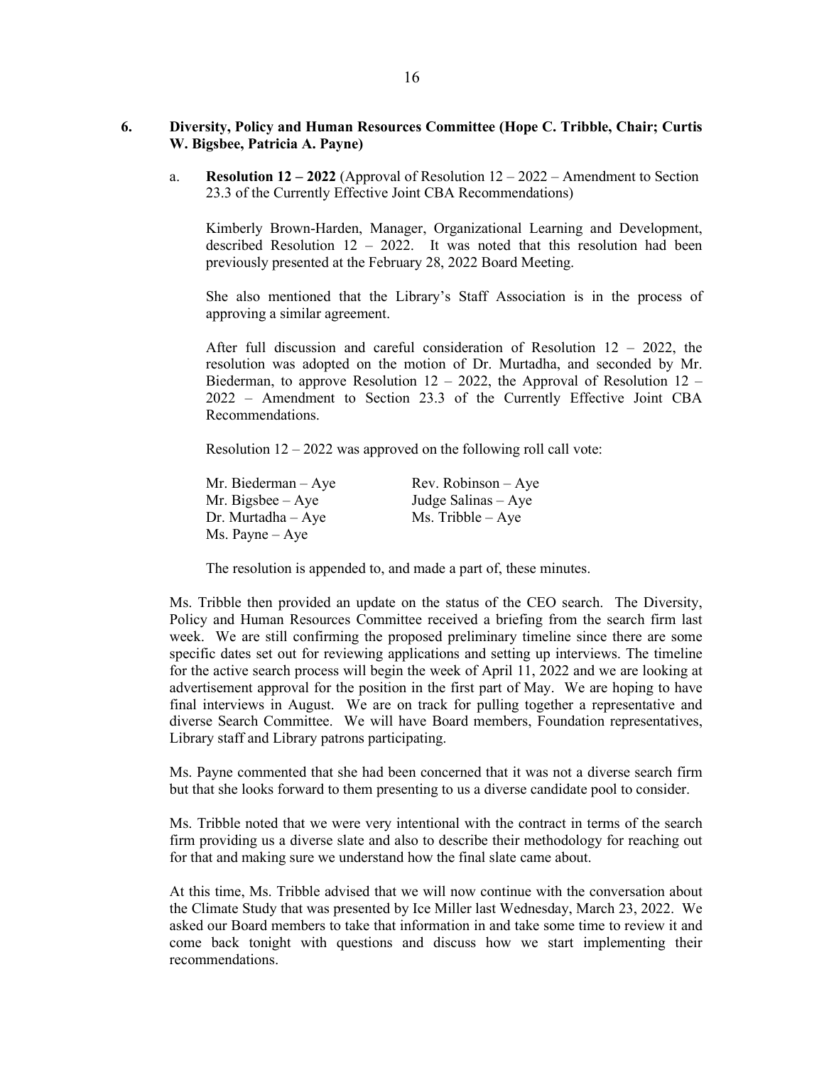## 6. Diversity, Policy and Human Resources Committee (Hope C. Tribble, Chair; Curtis W. Bigsbee, Patricia A. Payne)

a. **Resolution 12 – 2022** (Approval of Resolution 12 – 2022 – Amendment to Section 23.3 of the Currently Effective Joint CBA Recommendations)

Kimberly Brown-Harden, Manager, Organizational Learning and Development, described Resolution 12 – 2022. It was noted that this resolution had been previously presented at the February 28, 2022 Board Meeting.

She also mentioned that the Library's Staff Association is in the process of approving a similar agreement.

After full discussion and careful consideration of Resolution 12 – 2022, the resolution was adopted on the motion of Dr. Murtadha, and seconded by Mr. Biederman, to approve Resolution 12 – 2022, the Approval of Resolution 12 – 2022 – Amendment to Section 23.3 of the Currently Effective Joint CBA Recommendations.

Resolution 12 – 2022 was approved on the following roll call vote:

Mr. Biederman – Aye
Mr. Bigsbee – Aye
Dr. Murtadha – Aye
Ms. Payne – Aye
Rev. Robinson – Aye
Judge Salinas – Aye
Ms. Tribble – Aye

The resolution is appended to, and made a part of, these minutes.

Ms. Tribble then provided an update on the status of the CEO search. The Diversity, Policy and Human Resources Committee received a briefing from the search firm last week. We are still confirming the proposed preliminary timeline since there are some specific dates set out for reviewing applications and setting up interviews. The timeline for the active search process will begin the week of April 11, 2022 and we are looking at advertisement approval for the position in the first part of May. We are hoping to have final interviews in August. We are on track for pulling together a representative and diverse Search Committee. We will have Board members, Foundation representatives, Library staff and Library patrons participating.

Ms. Payne commented that she had been concerned that it was not a diverse search firm but that she looks forward to them presenting to us a diverse candidate pool to consider.

Ms. Tribble noted that we were very intentional with the contract in terms of the search firm providing us a diverse slate and also to describe their methodology for reaching out for that and making sure we understand how the final slate came about.

At this time, Ms. Tribble advised that we will now continue with the conversation about the Climate Study that was presented by Ice Miller last Wednesday, March 23, 2022. We asked our Board members to take that information in and take some time to review it and come back tonight with questions and discuss how we start implementing their recommendations.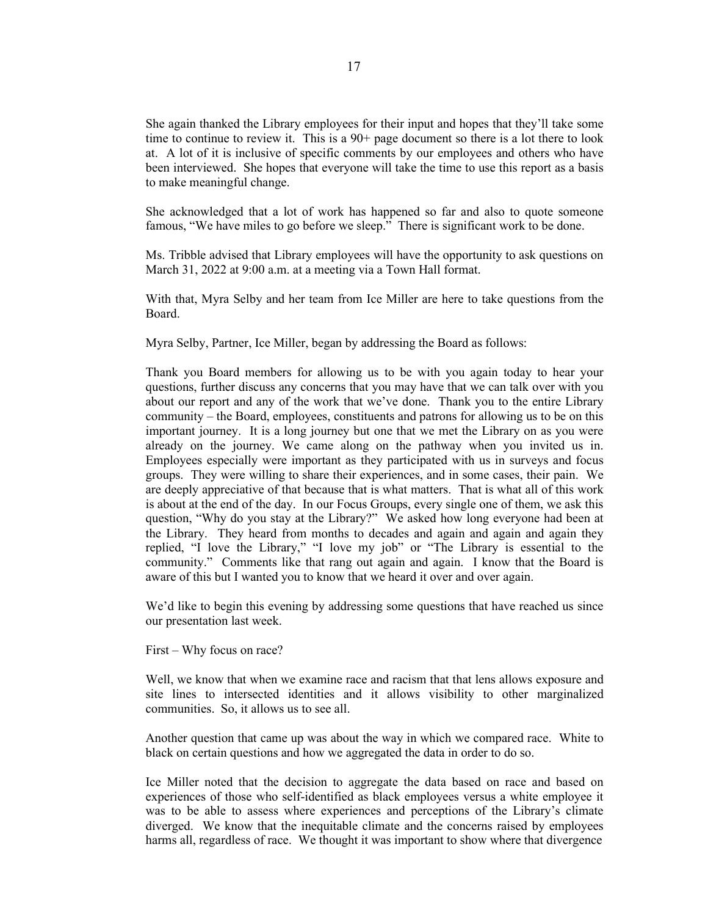She again thanked the Library employees for their input and hopes that they'll take some time to continue to review it. This is a 90+ page document so there is a lot there to look at. A lot of it is inclusive of specific comments by our employees and others who have been interviewed. She hopes that everyone will take the time to use this report as a basis to make meaningful change.

She acknowledged that a lot of work has happened so far and also to quote someone famous, "We have miles to go before we sleep." There is significant work to be done.

Ms. Tribble advised that Library employees will have the opportunity to ask questions on March 31, 2022 at 9:00 a.m. at a meeting via a Town Hall format.

With that, Myra Selby and her team from Ice Miller are here to take questions from the Board.

Myra Selby, Partner, Ice Miller, began by addressing the Board as follows:

Thank you Board members for allowing us to be with you again today to hear your questions, further discuss any concerns that you may have that we can talk over with you about our report and any of the work that we've done. Thank you to the entire Library community – the Board, employees, constituents and patrons for allowing us to be on this important journey. It is a long journey but one that we met the Library on as you were already on the journey. We came along on the pathway when you invited us in. Employees especially were important as they participated with us in surveys and focus groups. They were willing to share their experiences, and in some cases, their pain. We are deeply appreciative of that because that is what matters. That is what all of this work is about at the end of the day. In our Focus Groups, every single one of them, we ask this question, "Why do you stay at the Library?" We asked how long everyone had been at the Library. They heard from months to decades and again and again and again they replied, "I love the Library," "I love my job" or "The Library is essential to the community." Comments like that rang out again and again. I know that the Board is aware of this but I wanted you to know that we heard it over and over again.

We'd like to begin this evening by addressing some questions that have reached us since our presentation last week.

First – Why focus on race?

Well, we know that when we examine race and racism that that lens allows exposure and site lines to intersected identities and it allows visibility to other marginalized communities. So, it allows us to see all.

Another question that came up was about the way in which we compared race. White to black on certain questions and how we aggregated the data in order to do so.

Ice Miller noted that the decision to aggregate the data based on race and based on experiences of those who self-identified as black employees versus a white employee it was to be able to assess where experiences and perceptions of the Library's climate diverged. We know that the inequitable climate and the concerns raised by employees harms all, regardless of race. We thought it was important to show where that divergence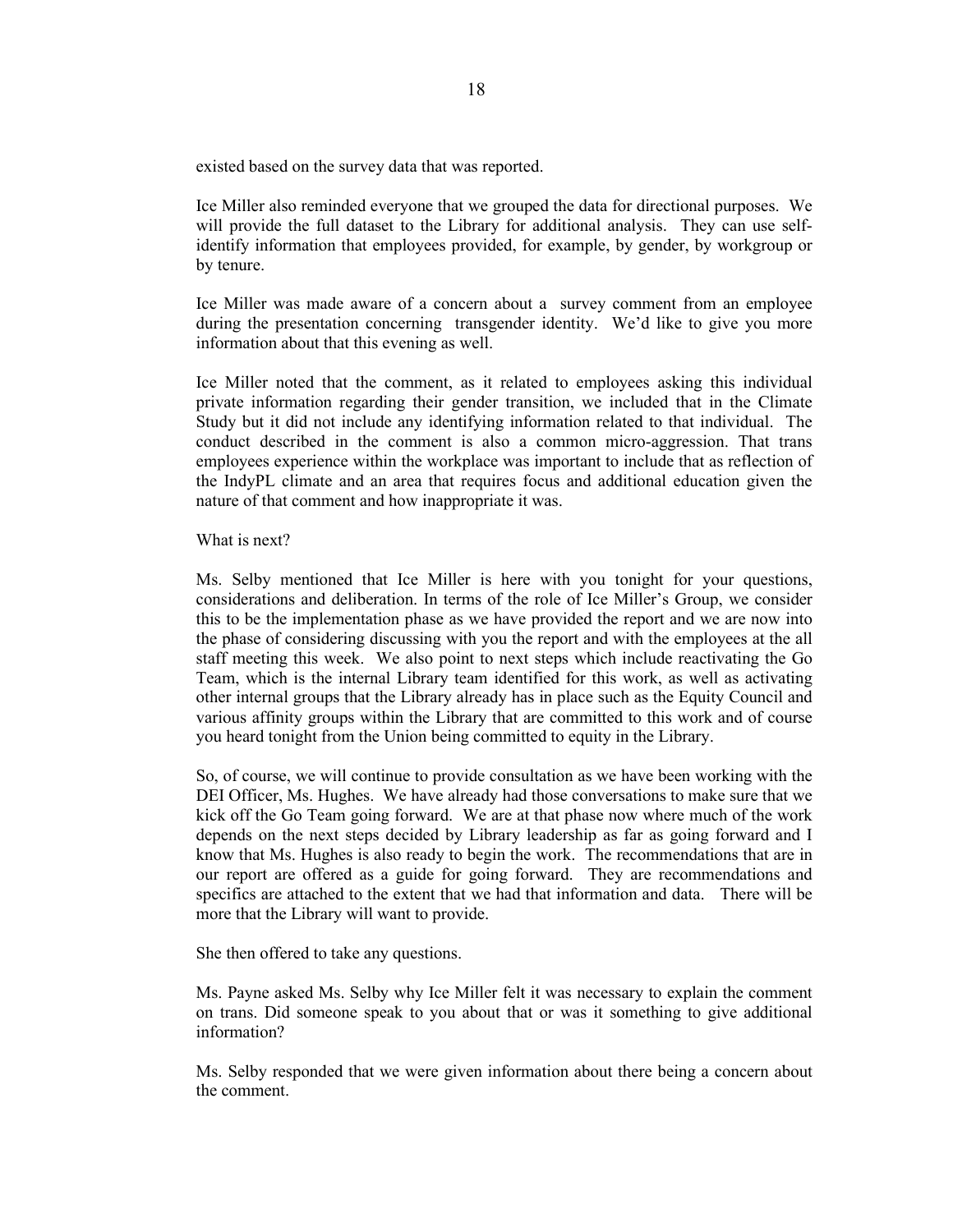existed based on the survey data that was reported.

Ice Miller also reminded everyone that we grouped the data for directional purposes. We will provide the full dataset to the Library for additional analysis. They can use self-identify information that employees provided, for example, by gender, by workgroup or by tenure.

Ice Miller was made aware of a concern about a survey comment from an employee during the presentation concerning transgender identity. We'd like to give you more information about that this evening as well.

Ice Miller noted that the comment, as it related to employees asking this individual private information regarding their gender transition, we included that in the Climate Study but it did not include any identifying information related to that individual. The conduct described in the comment is also a common micro-aggression. That trans employees experience within the workplace was important to include that as reflection of the IndyPL climate and an area that requires focus and additional education given the nature of that comment and how inappropriate it was.

What is next?

Ms. Selby mentioned that Ice Miller is here with you tonight for your questions, considerations and deliberation. In terms of the role of Ice Miller's Group, we consider this to be the implementation phase as we have provided the report and we are now into the phase of considering discussing with you the report and with the employees at the all staff meeting this week. We also point to next steps which include reactivating the Go Team, which is the internal Library team identified for this work, as well as activating other internal groups that the Library already has in place such as the Equity Council and various affinity groups within the Library that are committed to this work and of course you heard tonight from the Union being committed to equity in the Library.

So, of course, we will continue to provide consultation as we have been working with the DEI Officer, Ms. Hughes. We have already had those conversations to make sure that we kick off the Go Team going forward. We are at that phase now where much of the work depends on the next steps decided by Library leadership as far as going forward and I know that Ms. Hughes is also ready to begin the work. The recommendations that are in our report are offered as a guide for going forward. They are recommendations and specifics are attached to the extent that we had that information and data. There will be more that the Library will want to provide.

She then offered to take any questions.

Ms. Payne asked Ms. Selby why Ice Miller felt it was necessary to explain the comment on trans. Did someone speak to you about that or was it something to give additional information?

Ms. Selby responded that we were given information about there being a concern about the comment.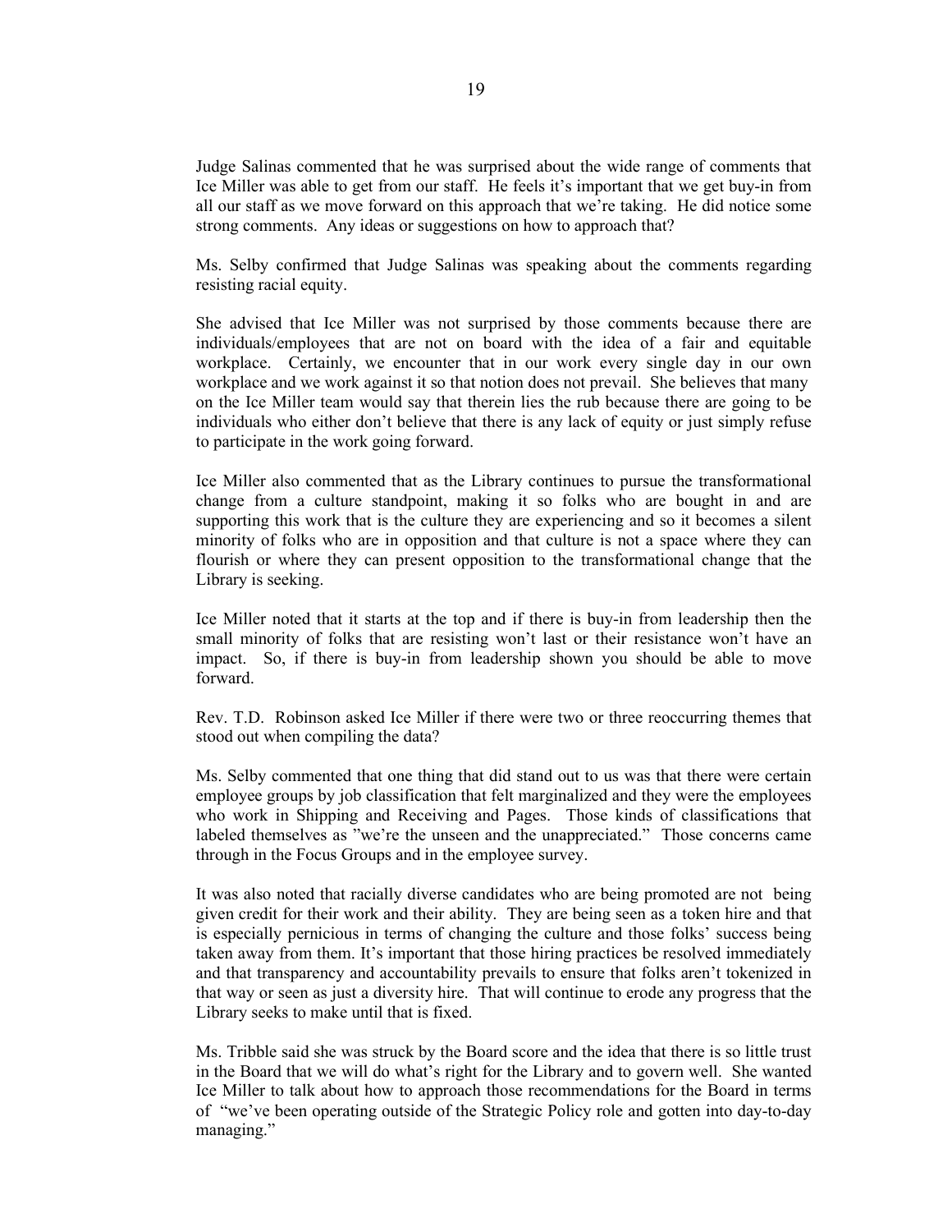Judge Salinas commented that he was surprised about the wide range of comments that Ice Miller was able to get from our staff. He feels it's important that we get buy-in from all our staff as we move forward on this approach that we're taking. He did notice some strong comments. Any ideas or suggestions on how to approach that?

Ms. Selby confirmed that Judge Salinas was speaking about the comments regarding resisting racial equity.

She advised that Ice Miller was not surprised by those comments because there are individuals/employees that are not on board with the idea of a fair and equitable workplace. Certainly, we encounter that in our work every single day in our own workplace and we work against it so that notion does not prevail. She believes that many on the Ice Miller team would say that therein lies the rub because there are going to be individuals who either don't believe that there is any lack of equity or just simply refuse to participate in the work going forward.

Ice Miller also commented that as the Library continues to pursue the transformational change from a culture standpoint, making it so folks who are bought in and are supporting this work that is the culture they are experiencing and so it becomes a silent minority of folks who are in opposition and that culture is not a space where they can flourish or where they can present opposition to the transformational change that the Library is seeking.

Ice Miller noted that it starts at the top and if there is buy-in from leadership then the small minority of folks that are resisting won't last or their resistance won't have an impact. So, if there is buy-in from leadership shown you should be able to move forward.

Rev. T.D. Robinson asked Ice Miller if there were two or three reoccurring themes that stood out when compiling the data?

Ms. Selby commented that one thing that did stand out to us was that there were certain employee groups by job classification that felt marginalized and they were the employees who work in Shipping and Receiving and Pages. Those kinds of classifications that labeled themselves as "we're the unseen and the unappreciated." Those concerns came through in the Focus Groups and in the employee survey.

It was also noted that racially diverse candidates who are being promoted are not being given credit for their work and their ability. They are being seen as a token hire and that is especially pernicious in terms of changing the culture and those folks' success being taken away from them. It's important that those hiring practices be resolved immediately and that transparency and accountability prevails to ensure that folks aren't tokenized in that way or seen as just a diversity hire. That will continue to erode any progress that the Library seeks to make until that is fixed.

Ms. Tribble said she was struck by the Board score and the idea that there is so little trust in the Board that we will do what's right for the Library and to govern well. She wanted Ice Miller to talk about how to approach those recommendations for the Board in terms of "we've been operating outside of the Strategic Policy role and gotten into day-to-day managing."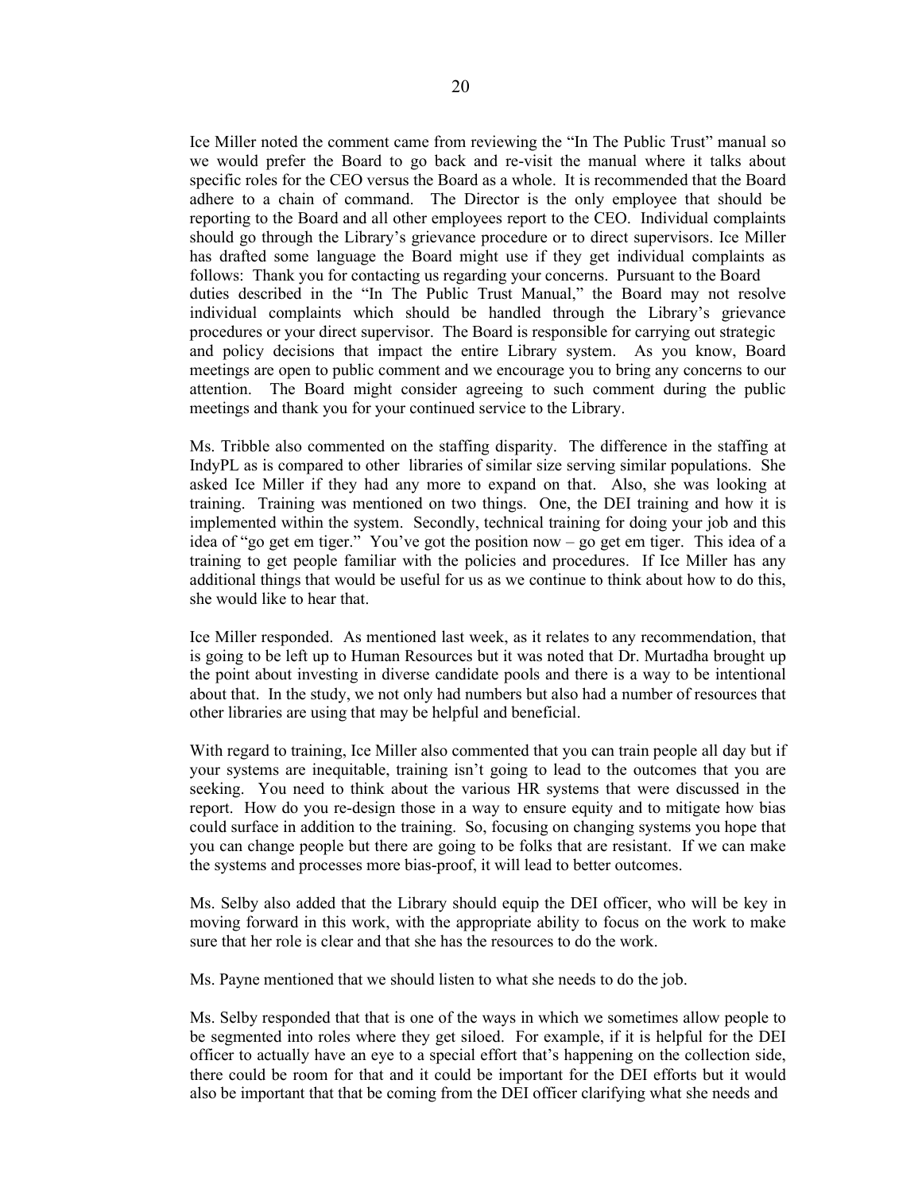Ice Miller noted the comment came from reviewing the "In The Public Trust" manual so we would prefer the Board to go back and re-visit the manual where it talks about specific roles for the CEO versus the Board as a whole. It is recommended that the Board adhere to a chain of command. The Director is the only employee that should be reporting to the Board and all other employees report to the CEO. Individual complaints should go through the Library's grievance procedure or to direct supervisors. Ice Miller has drafted some language the Board might use if they get individual complaints as follows: Thank you for contacting us regarding your concerns. Pursuant to the Board duties described in the "In The Public Trust Manual," the Board may not resolve individual complaints which should be handled through the Library's grievance procedures or your direct supervisor. The Board is responsible for carrying out strategic and policy decisions that impact the entire Library system. As you know, Board meetings are open to public comment and we encourage you to bring any concerns to our attention. The Board might consider agreeing to such comment during the public meetings and thank you for your continued service to the Library.

Ms. Tribble also commented on the staffing disparity. The difference in the staffing at IndyPL as is compared to other libraries of similar size serving similar populations. She asked Ice Miller if they had any more to expand on that. Also, she was looking at training. Training was mentioned on two things. One, the DEI training and how it is implemented within the system. Secondly, technical training for doing your job and this idea of "go get em tiger." You've got the position now – go get em tiger. This idea of a training to get people familiar with the policies and procedures. If Ice Miller has any additional things that would be useful for us as we continue to think about how to do this, she would like to hear that.

Ice Miller responded. As mentioned last week, as it relates to any recommendation, that is going to be left up to Human Resources but it was noted that Dr. Murtadha brought up the point about investing in diverse candidate pools and there is a way to be intentional about that. In the study, we not only had numbers but also had a number of resources that other libraries are using that may be helpful and beneficial.

With regard to training, Ice Miller also commented that you can train people all day but if your systems are inequitable, training isn't going to lead to the outcomes that you are seeking. You need to think about the various HR systems that were discussed in the report. How do you re-design those in a way to ensure equity and to mitigate how bias could surface in addition to the training. So, focusing on changing systems you hope that you can change people but there are going to be folks that are resistant. If we can make the systems and processes more bias-proof, it will lead to better outcomes.

Ms. Selby also added that the Library should equip the DEI officer, who will be key in moving forward in this work, with the appropriate ability to focus on the work to make sure that her role is clear and that she has the resources to do the work.

Ms. Payne mentioned that we should listen to what she needs to do the job.

Ms. Selby responded that that is one of the ways in which we sometimes allow people to be segmented into roles where they get siloed. For example, if it is helpful for the DEI officer to actually have an eye to a special effort that's happening on the collection side, there could be room for that and it could be important for the DEI efforts but it would also be important that that be coming from the DEI officer clarifying what she needs and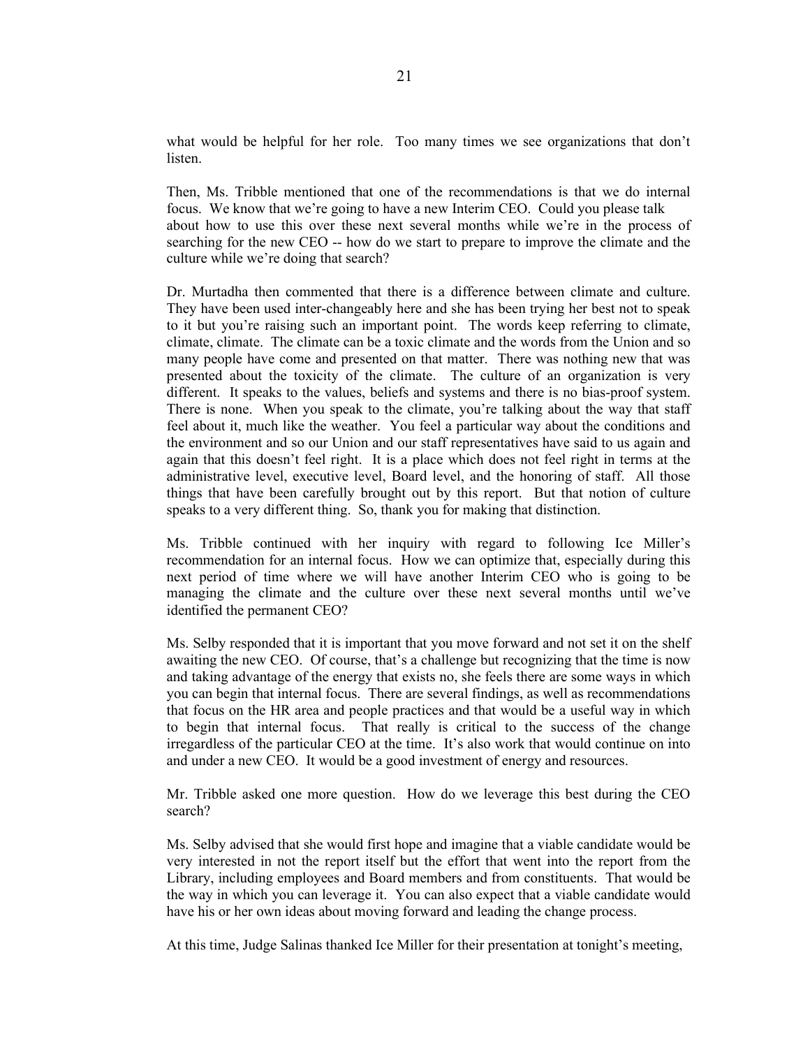what would be helpful for her role. Too many times we see organizations that don't listen.

Then, Ms. Tribble mentioned that one of the recommendations is that we do internal focus. We know that we're going to have a new Interim CEO. Could you please talk about how to use this over these next several months while we're in the process of searching for the new CEO -- how do we start to prepare to improve the climate and the culture while we're doing that search?

Dr. Murtadha then commented that there is a difference between climate and culture. They have been used inter-changeably here and she has been trying her best not to speak to it but you're raising such an important point. The words keep referring to climate, climate, climate. The climate can be a toxic climate and the words from the Union and so many people have come and presented on that matter. There was nothing new that was presented about the toxicity of the climate. The culture of an organization is very different. It speaks to the values, beliefs and systems and there is no bias-proof system. There is none. When you speak to the climate, you're talking about the way that staff feel about it, much like the weather. You feel a particular way about the conditions and the environment and so our Union and our staff representatives have said to us again and again that this doesn't feel right. It is a place which does not feel right in terms at the administrative level, executive level, Board level, and the honoring of staff. All those things that have been carefully brought out by this report. But that notion of culture speaks to a very different thing. So, thank you for making that distinction.

Ms. Tribble continued with her inquiry with regard to following Ice Miller's recommendation for an internal focus. How we can optimize that, especially during this next period of time where we will have another Interim CEO who is going to be managing the climate and the culture over these next several months until we've identified the permanent CEO?

Ms. Selby responded that it is important that you move forward and not set it on the shelf awaiting the new CEO. Of course, that's a challenge but recognizing that the time is now and taking advantage of the energy that exists no, she feels there are some ways in which you can begin that internal focus. There are several findings, as well as recommendations that focus on the HR area and people practices and that would be a useful way in which to begin that internal focus. That really is critical to the success of the change irregardless of the particular CEO at the time. It's also work that would continue on into and under a new CEO. It would be a good investment of energy and resources.

Mr. Tribble asked one more question. How do we leverage this best during the CEO search?

Ms. Selby advised that she would first hope and imagine that a viable candidate would be very interested in not the report itself but the effort that went into the report from the Library, including employees and Board members and from constituents. That would be the way in which you can leverage it. You can also expect that a viable candidate would have his or her own ideas about moving forward and leading the change process.

At this time, Judge Salinas thanked Ice Miller for their presentation at tonight's meeting,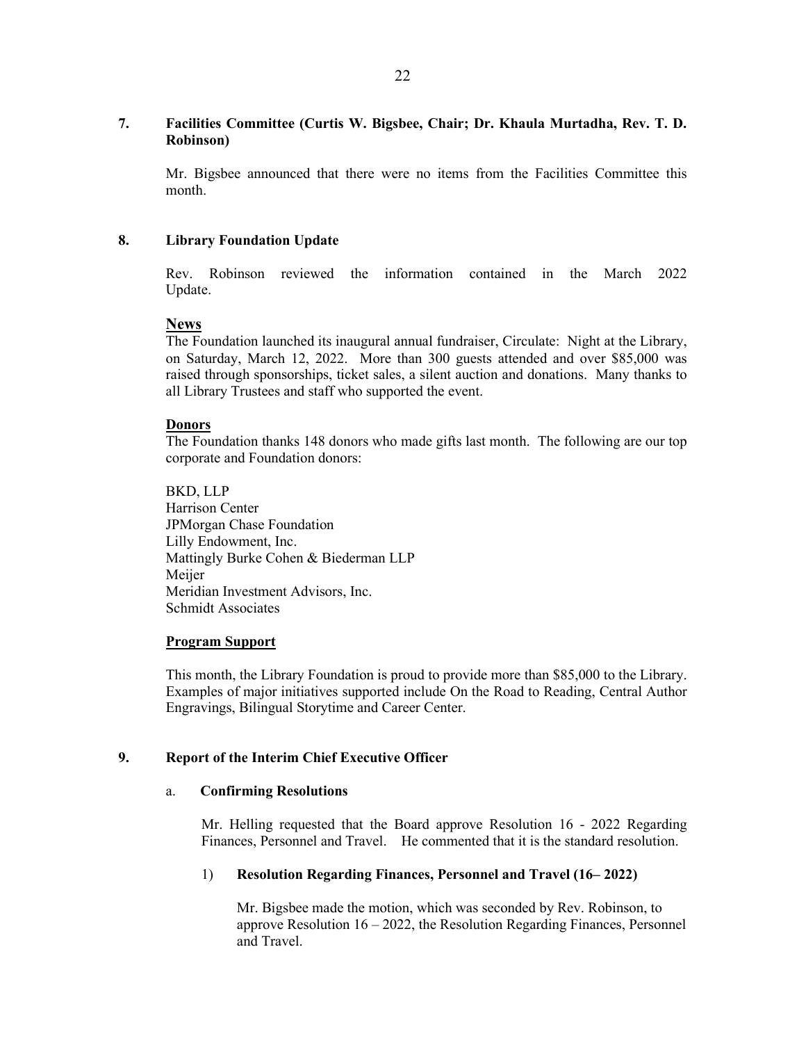**7. Facilities Committee (Curtis W. Bigsbee, Chair; Dr. Khaula Murtadha, Rev. T. D. Robinson)**

Mr. Bigsbee announced that there were no items from the Facilities Committee this month.

**8. Library Foundation Update**

Rev. Robinson reviewed the information contained in the March 2022 Update.

**News**

The Foundation launched its inaugural annual fundraiser, Circulate: Night at the Library, on Saturday, March 12, 2022. More than 300 guests attended and over $85,000 was raised through sponsorships, ticket sales, a silent auction and donations. Many thanks to all Library Trustees and staff who supported the event.

**Donors**

The Foundation thanks 148 donors who made gifts last month. The following are our top corporate and Foundation donors:

BKD, LLP
Harrison Center
JPMorgan Chase Foundation
Lilly Endowment, Inc.
Mattingly Burke Cohen & Biederman LLP
Meijer
Meridian Investment Advisors, Inc.
Schmidt Associates

**Program Support**

This month, the Library Foundation is proud to provide more than $85,000 to the Library. Examples of major initiatives supported include On the Road to Reading, Central Author Engravings, Bilingual Storytime and Career Center.

**9. Report of the Interim Chief Executive Officer**

a. **Confirming Resolutions**

Mr. Helling requested that the Board approve Resolution 16 - 2022 Regarding Finances, Personnel and Travel. He commented that it is the standard resolution.

1) **Resolution Regarding Finances, Personnel and Travel (16– 2022)**

Mr. Bigsbee made the motion, which was seconded by Rev. Robinson, to approve Resolution 16 – 2022, the Resolution Regarding Finances, Personnel and Travel.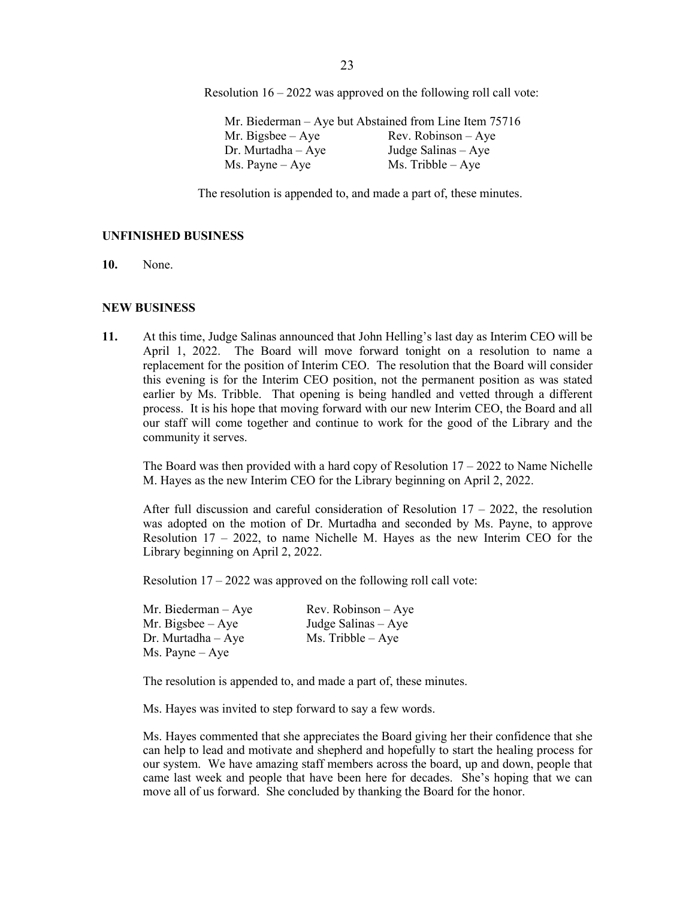Resolution 16 – 2022 was approved on the following roll call vote:

Mr. Biederman – Aye but Abstained from Line Item 75716
Mr. Bigsbee – Aye
Dr. Murtadha – Aye
Ms. Payne – Aye
Rev. Robinson – Aye
Judge Salinas – Aye
Ms. Tribble – Aye

The resolution is appended to, and made a part of, these minutes.

**UNFINISHED BUSINESS**

**10.** None.

**NEW BUSINESS**

**11.** At this time, Judge Salinas announced that John Helling's last day as Interim CEO will be April 1, 2022. The Board will move forward tonight on a resolution to name a replacement for the position of Interim CEO. The resolution that the Board will consider this evening is for the Interim CEO position, not the permanent position as was stated earlier by Ms. Tribble. That opening is being handled and vetted through a different process. It is his hope that moving forward with our new Interim CEO, the Board and all our staff will come together and continue to work for the good of the Library and the community it serves.

The Board was then provided with a hard copy of Resolution 17 – 2022 to Name Nichelle M. Hayes as the new Interim CEO for the Library beginning on April 2, 2022.

After full discussion and careful consideration of Resolution 17 – 2022, the resolution was adopted on the motion of Dr. Murtadha and seconded by Ms. Payne, to approve Resolution 17 – 2022, to name Nichelle M. Hayes as the new Interim CEO for the Library beginning on April 2, 2022.

Resolution 17 – 2022 was approved on the following roll call vote:

Mr. Biederman – Aye
Mr. Bigsbee – Aye
Dr. Murtadha – Aye
Ms. Payne – Aye
Rev. Robinson – Aye
Judge Salinas – Aye
Ms. Tribble – Aye

The resolution is appended to, and made a part of, these minutes.

Ms. Hayes was invited to step forward to say a few words.

Ms. Hayes commented that she appreciates the Board giving her their confidence that she can help to lead and motivate and shepherd and hopefully to start the healing process for our system. We have amazing staff members across the board, up and down, people that came last week and people that have been here for decades. She's hoping that we can move all of us forward. She concluded by thanking the Board for the honor.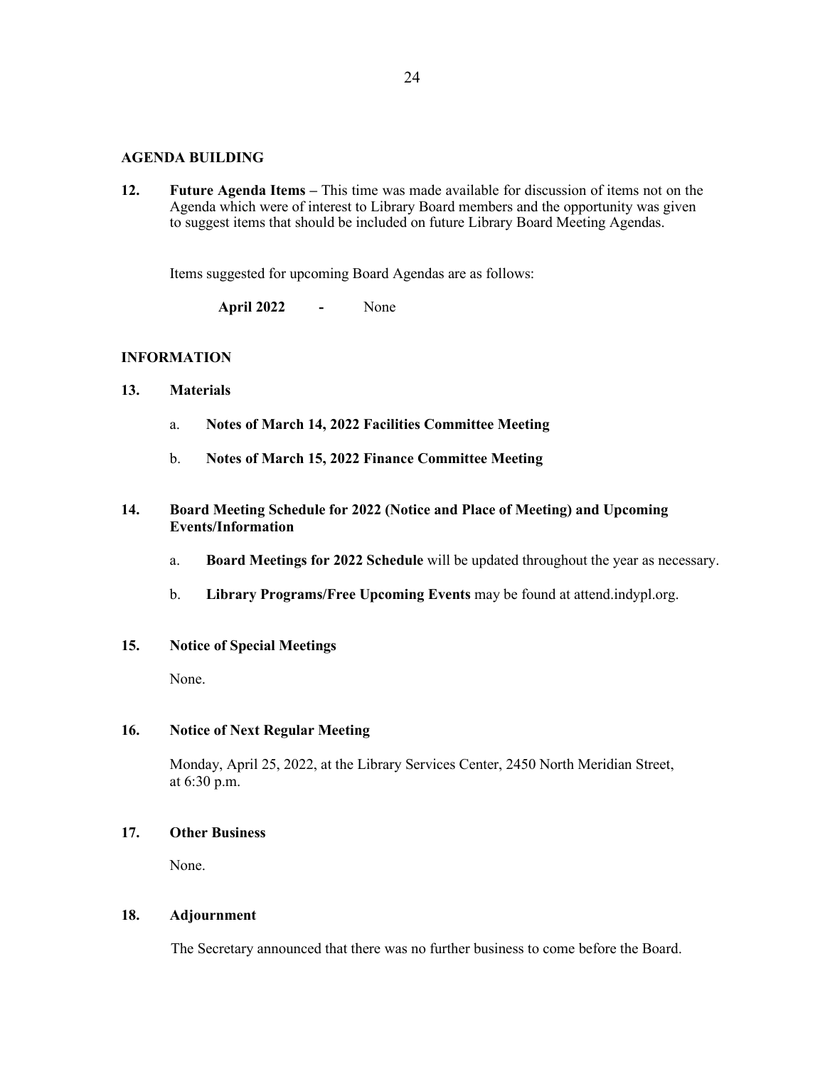## AGENDA BUILDING

**12. Future Agenda Items –** This time was made available for discussion of items not on the Agenda which were of interest to Library Board members and the opportunity was given to suggest items that should be included on future Library Board Meeting Agendas.

Items suggested for upcoming Board Agendas are as follows:

**April 2022** **-** None

## INFORMATION

**13. Materials**

a. **Notes of March 14, 2022 Facilities Committee Meeting**

b. **Notes of March 15, 2022 Finance Committee Meeting**

**14. Board Meeting Schedule for 2022 (Notice and Place of Meeting) and Upcoming Events/Information**

a. **Board Meetings for 2022 Schedule** will be updated throughout the year as necessary.

b. **Library Programs/Free Upcoming Events** may be found at attend.indypl.org.

**15. Notice of Special Meetings**

None.

**16. Notice of Next Regular Meeting**

Monday, April 25, 2022, at the Library Services Center, 2450 North Meridian Street, at 6:30 p.m.

**17. Other Business**

None.

**18. Adjournment**

The Secretary announced that there was no further business to come before the Board.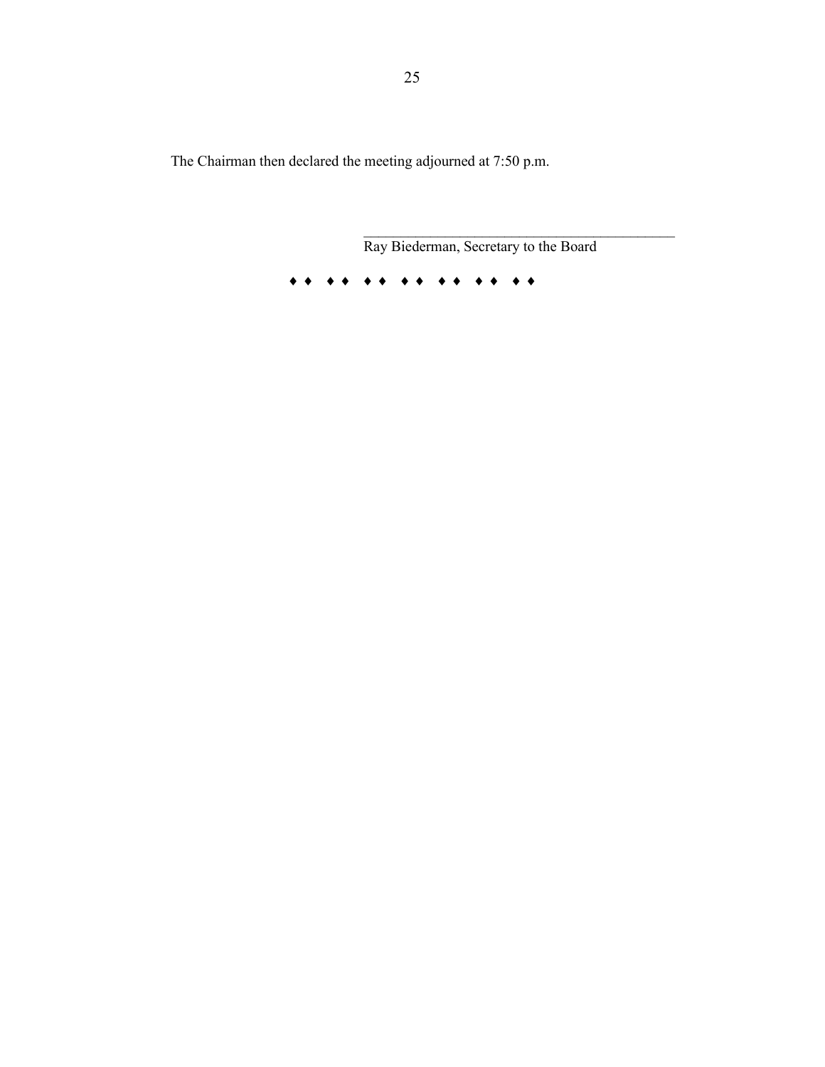The Chairman then declared the meeting adjourned at 7:50 p.m.

\_\_\_\_\_\_\_\_\_\_\_\_\_\_\_\_\_\_\_\_\_\_\_\_\_\_\_\_\_\_\_\_\_\_\_\_\_\_\_\_\_\_\_\_\_\_

Ray Biederman, Secretary to the Board

♦♦ ♦♦ ♦♦ ♦♦ ♦♦ ♦♦ ♦♦